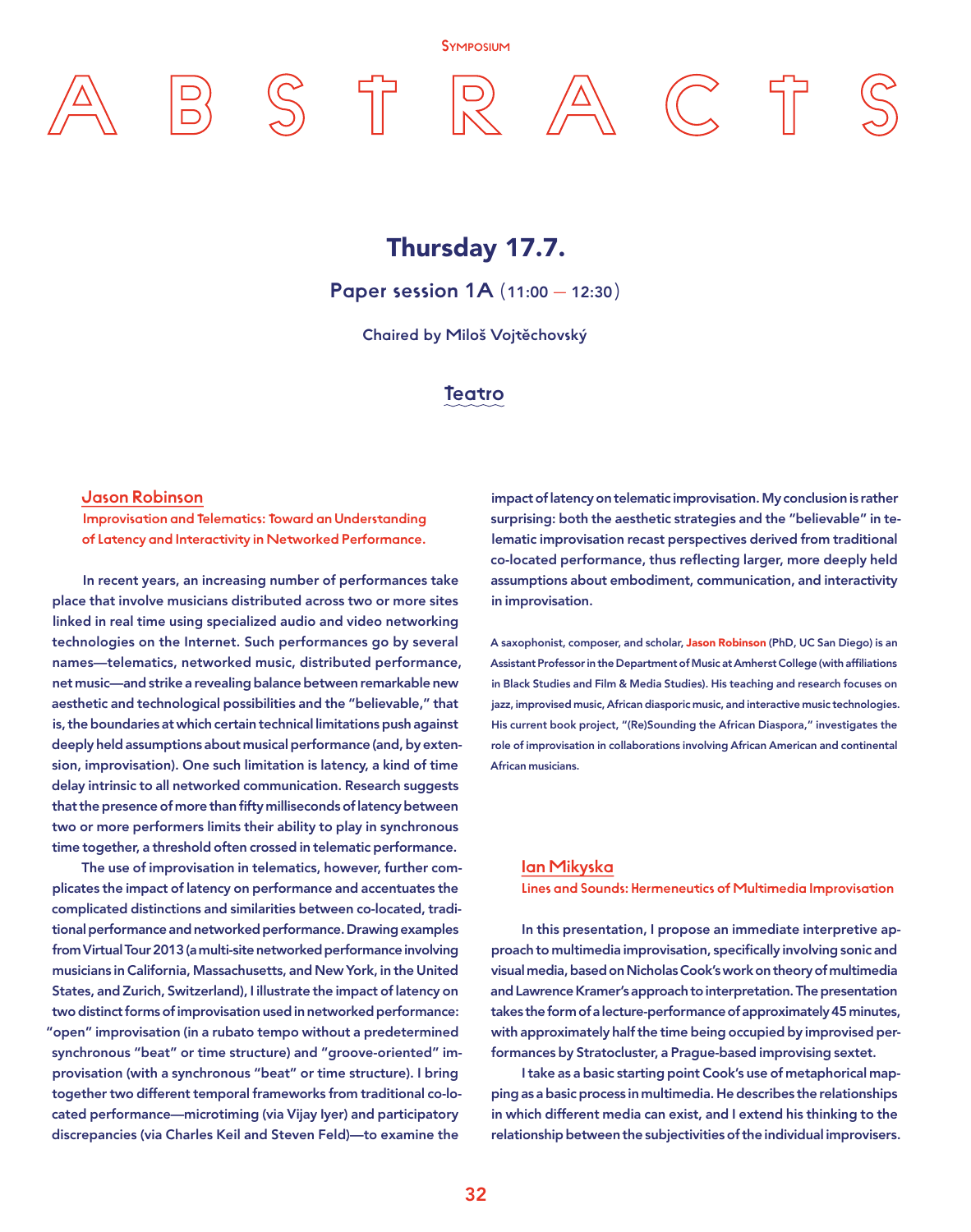Symposium

# ABSTRACTS

## Thursday 17.7.

### Paper session 1A (11:00 — 12:30)

Chaired by Miloš Vojtěchovský

**Teatro**

### Jason Robinson

**Improvisation and Telematics: Toward an Understanding of Latency and Interactivity in Networked Performance.**

In recent years, an increasing number of performances take place that involve musicians distributed across two or more sites linked in real time using specialized audio and video networking technologies on the Internet. Such performances go by several names—telematics, networked music, distributed performance, net music—and strike a revealing balance between remarkable new aesthetic and technological possibilities and the "believable," that is, the boundaries at which certain technical limitations push against deeply held assumptions about musical performance (and, by extension, improvisation). One such limitation is latency, a kind of time delay intrinsic to all networked communication. Research suggests that the presence of more than fifty milliseconds of latency between two or more performers limits their ability to play in synchronous time together, a threshold often crossed in telematic performance.

The use of improvisation in telematics, however, further complicates the impact of latency on performance and accentuates the complicated distinctions and similarities between co-located, traditional performance and networked performance. Drawing examples from Virtual Tour 2013 (a multi-site networked performance involving musicians in California, Massachusetts, and New York, in the United States, and Zurich, Switzerland), I illustrate the impact of latency on two distinct forms of improvisation used in networked performance: "open" improvisation (in a rubato tempo without a predetermined synchronous "beat" or time structure) and "groove-oriented" improvisation (with a synchronous "beat" or time structure). I bring together two different temporal frameworks from traditional co-located performance—microtiming (via Vijay Iyer) and participatory discrepancies (via Charles Keil and Steven Feld)—to examine the impact of latency on telematic improvisation. My conclusion is rather surprising: both the aesthetic strategies and the "believable" in telematic improvisation recast perspectives derived from traditional co-located performance, thus reflecting larger, more deeply held assumptions about embodiment, communication, and interactivity in improvisation.

A saxophonist, composer, and scholar, **Jason Robinson** (PhD, UC San Diego) is an Assistant Professor in the Department of Music at Amherst College (with affiliations in Black Studies and Film & Media Studies). His teaching and research focuses on jazz, improvised music, African diasporic music, and interactive music technologies. His current book project, "(Re)Sounding the African Diaspora," investigates the role of improvisation in collaborations involving African American and continental African musicians.

### Ian Mikyska

**Lines and Sounds: Hermeneutics of Multimedia Improvisation**

In this presentation, I propose an immediate interpretive approach to multimedia improvisation, specifically involving sonic and visual media, based on Nicholas Cook's work on theory of multimedia and Lawrence Kramer's approach to interpretation. The presentation takes the form of a lecture-performance of approximately 45 minutes, with approximately half the time being occupied by improvised performances by Stratocluster, a Prague-based improvising sextet.

I take as a basic starting point Cook's use of metaphorical mapping as a basic process in multimedia. He describes the relationships in which different media can exist, and I extend his thinking to the relationship between the subjectivities of the individual improvisers.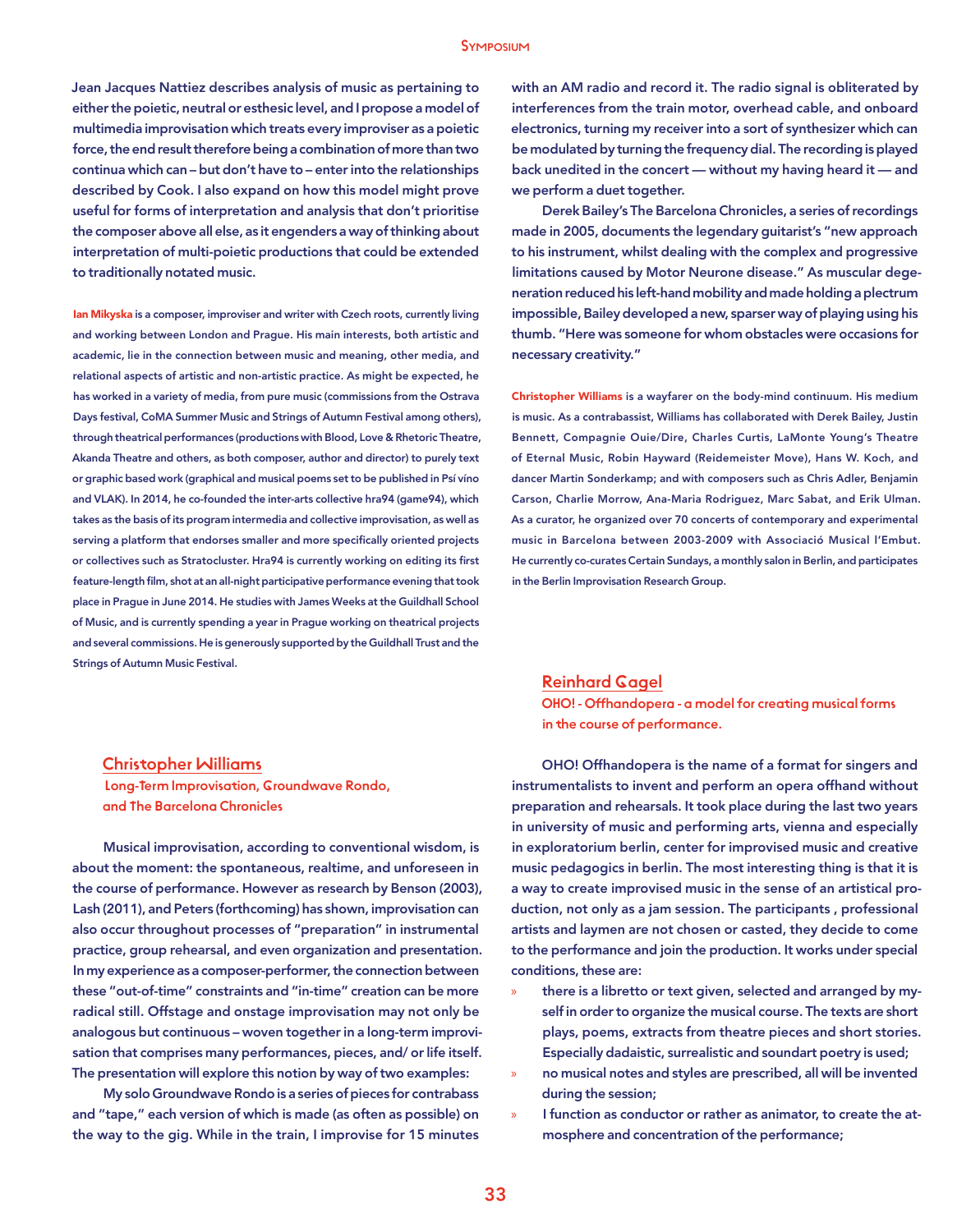Jean Jacques Nattiez describes analysis of music as pertaining to either the poietic, neutral or esthesic level, and I propose a model of multimedia improvisation which treats every improviser as a poietic force, the end result therefore being a combination of more than two continua which can – but don't have to – enter into the relationships described by Cook. I also expand on how this model might prove useful for forms of interpretation and analysis that don't prioritise the composer above all else, as it engenders a way of thinking about interpretation of multi-poietic productions that could be extended to traditionally notated music.

**Ian Mikyska** is a composer, improviser and writer with Czech roots, currently living and working between London and Prague. His main interests, both artistic and academic, lie in the connection between music and meaning, other media, and relational aspects of artistic and non-artistic practice. As might be expected, he has worked in a variety of media, from pure music (commissions from the Ostrava Days festival, CoMA Summer Music and Strings of Autumn Festival among others), through theatrical performances (productions with Blood, Love & Rhetoric Theatre, Akanda Theatre and others, as both composer, author and director) to purely text or graphic based work (graphical and musical poems set to be published in Psí víno and VLAK). In 2014, he co-founded the inter-arts collective hra94 (game94), which takes as the basis of its program intermedia and collective improvisation, as well as serving a platform that endorses smaller and more specifically oriented projects or collectives such as Stratocluster. Hra94 is currently working on editing its first feature-length film, shot at an all-night participative performance evening that took place in Prague in June 2014. He studies with James Weeks at the Guildhall School of Music, and is currently spending a year in Prague working on theatrical projects and several commissions. He is generously supported by the Guildhall Trust and the Strings of Autumn Music Festival.

## Christopher Williams

### Long-Term Improvisation, Groundwave Rondo, and The Barcelona Chronicles

Musical improvisation, according to conventional wisdom, is about the moment: the spontaneous, realtime, and unforeseen in the course of performance. However as research by Benson (2003), Lash (2011), and Peters (forthcoming) has shown, improvisation can also occur throughout processes of "preparation" in instrumental practice, group rehearsal, and even organization and presentation. In my experience as a composer-performer, the connection between these "out-of-time" constraints and "in-time" creation can be more radical still. Offstage and onstage improvisation may not only be analogous but continuous – woven together in a long-term improvisation that comprises many performances, pieces, and/ or life itself. The presentation will explore this notion by way of two examples:

My solo Groundwave Rondo is a series of pieces for contrabass and "tape," each version of which is made (as often as possible) on the way to the gig. While in the train, I improvise for 15 minutes with an AM radio and record it. The radio signal is obliterated by interferences from the train motor, overhead cable, and onboard electronics, turning my receiver into a sort of synthesizer which can be modulated by turning the frequency dial. The recording is played back unedited in the concert — without my having heard it — and we perform a duet together.

Derek Bailey's The Barcelona Chronicles, a series of recordings made in 2005, documents the legendary guitarist's "new approach to his instrument, whilst dealing with the complex and progressive limitations caused by Motor Neurone disease." As muscular degeneration reduced his left-hand mobility and made holding a plectrum impossible, Bailey developed a new, sparser way of playing using his thumb. "Here was someone for whom obstacles were occasions for necessary creativity."

**Christopher Williams** is a wayfarer on the body-mind continuum. His medium is music. As a contrabassist, Williams has collaborated with Derek Bailey, Justin Bennett, Compagnie Ouie/Dire, Charles Curtis, LaMonte Young's Theatre of Eternal Music, Robin Hayward (Reidemeister Move), Hans W. Koch, and dancer Martin Sonderkamp; and with composers such as Chris Adler, Benjamin Carson, Charlie Morrow, Ana-Maria Rodriguez, Marc Sabat, and Erik Ulman. As a curator, he organized over 70 concerts of contemporary and experimental music in Barcelona between 2003-2009 with Associació Musical l'Embut. He currently co-curates Certain Sundays, a monthly salon in Berlin, and participates in the Berlin Improvisation Research Group.

## Reinhard Gagel

### OHO! - Offhandopera - a model for creating musical forms in the course of performance.

OHO! Offhandopera is the name of a format for singers and instrumentalists to invent and perform an opera offhand without preparation and rehearsals. It took place during the last two years in university of music and performing arts, vienna and especially in exploratorium berlin, center for improvised music and creative music pedagogics in berlin. The most interesting thing is that it is a way to create improvised music in the sense of an artistical production, not only as a jam session. The participants , professional artists and laymen are not chosen or casted, they decide to come to the performance and join the production. It works under special conditions, these are:

- there is a libretto or text given, selected and arranged by myself in order to organize the musical course. The texts are short plays, poems, extracts from theatre pieces and short stories. Especially dadaistic, surrealistic and soundart poetry is used;
- no musical notes and styles are prescribed, all will be invented during the session;
- I function as conductor or rather as animator, to create the atmosphere and concentration of the performance;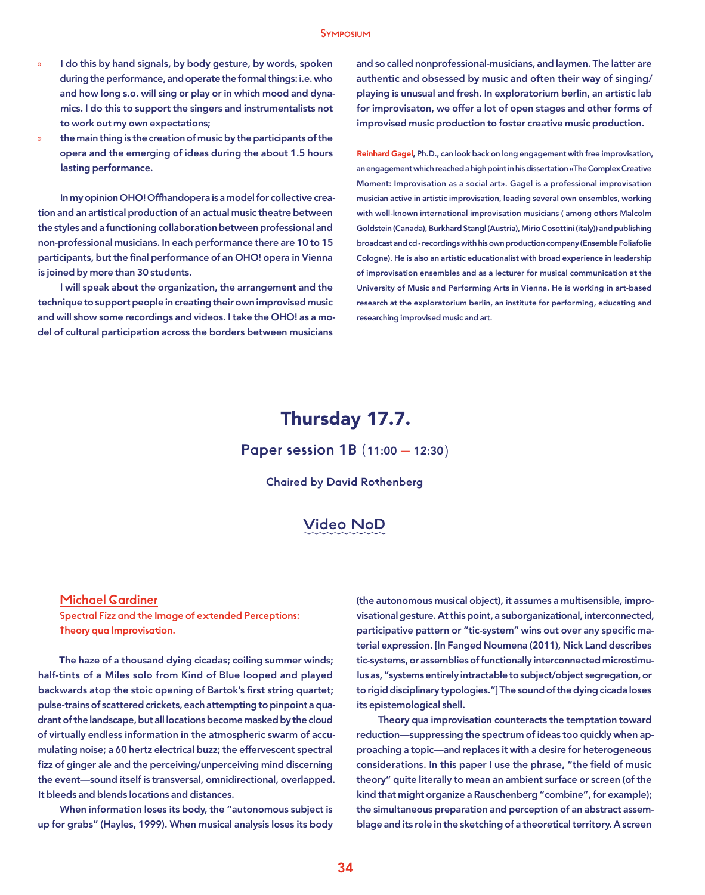- I do this by hand signals, by body gesture, by words, spoken during the performance, and operate the formal things: i.e. who and how long s.o. will sing or play or in which mood and dynamics. I do this to support the singers and instrumentalists not to work out my own expectations;
- the main thing is the creation of music by the participants of the opera and the emerging of ideas during the about 1.5 hours lasting performance.

In my opinion OHO! Offhandopera is a model for collective creation and an artistical production of an actual music theatre between the styles and a functioning collaboration between professional and non-professional musicians. In each performance there are 10 to 15 participants, but the final performance of an OHO! opera in Vienna is joined by more than 30 students.

I will speak about the organization, the arrangement and the technique to support people in creating their own improvised music and will show some recordings and videos. I take the OHO! as a model of cultural participation across the borders between musicians and so called nonprofessional-musicians, and laymen. The latter are authentic and obsessed by music and often their way of singing/playing is unusual and fresh. In exploratorium berlin, an artistic lab for improvisaton, we offer a lot of open stages and other forms of improvised music production to foster creative music production.

**Reinhard Gagel**, Ph.D., can look back on long engagement with free improvisation, an engagement which reached a high point in his dissertation «The Complex Creative Moment: Improvisation as a social art». Gagel is a professional improvisation musician active in artistic improvisation, leading several own ensembles, working with well-known international improvisation musicians ( among others Malcolm Goldstein (Canada), Burkhard Stangl (Austria), Mirio Cosottini (italy)) and publishing broadcast and cd - recordings with his own production company (Ensemble Foliafolie Cologne). He is also an artistic educationalist with broad experience in leadership of improvisation ensembles and as a lecturer for musical communication at the University of Music and Performing Arts in Vienna. He is working in art-based research at the exploratorium berlin, an institute for performing, educating and researching improvised music and art.

# Thursday 17.7.

## Paper session 1B (11:00 — 12:30)

Chaired by David Rothenberg

Video NoD

### Michael Gardiner

**Spectral Fizz and the Image of extended Perceptions: Theory qua Improvisation.**

The haze of a thousand dying cicadas; coiling summer winds; half-tints of a Miles solo from Kind of Blue looped and played backwards atop the stoic opening of Bartok's first string quartet; pulse-trains of scattered crickets, each attempting to pinpoint a quadrant of the landscape, but all locations become masked by the cloud of virtually endless information in the atmospheric swarm of accumulating noise; a 60 hertz electrical buzz; the effervescent spectral fizz of ginger ale and the perceiving/unperceiving mind discerning the event—sound itself is transversal, omnidirectional, overlapped. It bleeds and blends locations and distances.

When information loses its body, the "autonomous subject is up for grabs" (Hayles, 1999). When musical analysis loses its body (the autonomous musical object), it assumes a multisensible, improvisational gesture. At this point, a suborganizational, interconnected, participative pattern or "tic-system" wins out over any specific material expression. [In Fanged Noumena (2011), Nick Land describes tic-systems, or assemblies of functionally interconnected microstimulus as, "systems entirely intractable to subject/object segregation, or to rigid disciplinary typologies."] The sound of the dying cicada loses its epistemological shell.

Theory qua improvisation counteracts the temptation toward reduction—suppressing the spectrum of ideas too quickly when approaching a topic—and replaces it with a desire for heterogeneous considerations. In this paper I use the phrase, "the field of music theory" quite literally to mean an ambient surface or screen (of the kind that might organize a Rauschenberg "combine", for example); the simultaneous preparation and perception of an abstract assemblage and its role in the sketching of a theoretical territory. A screen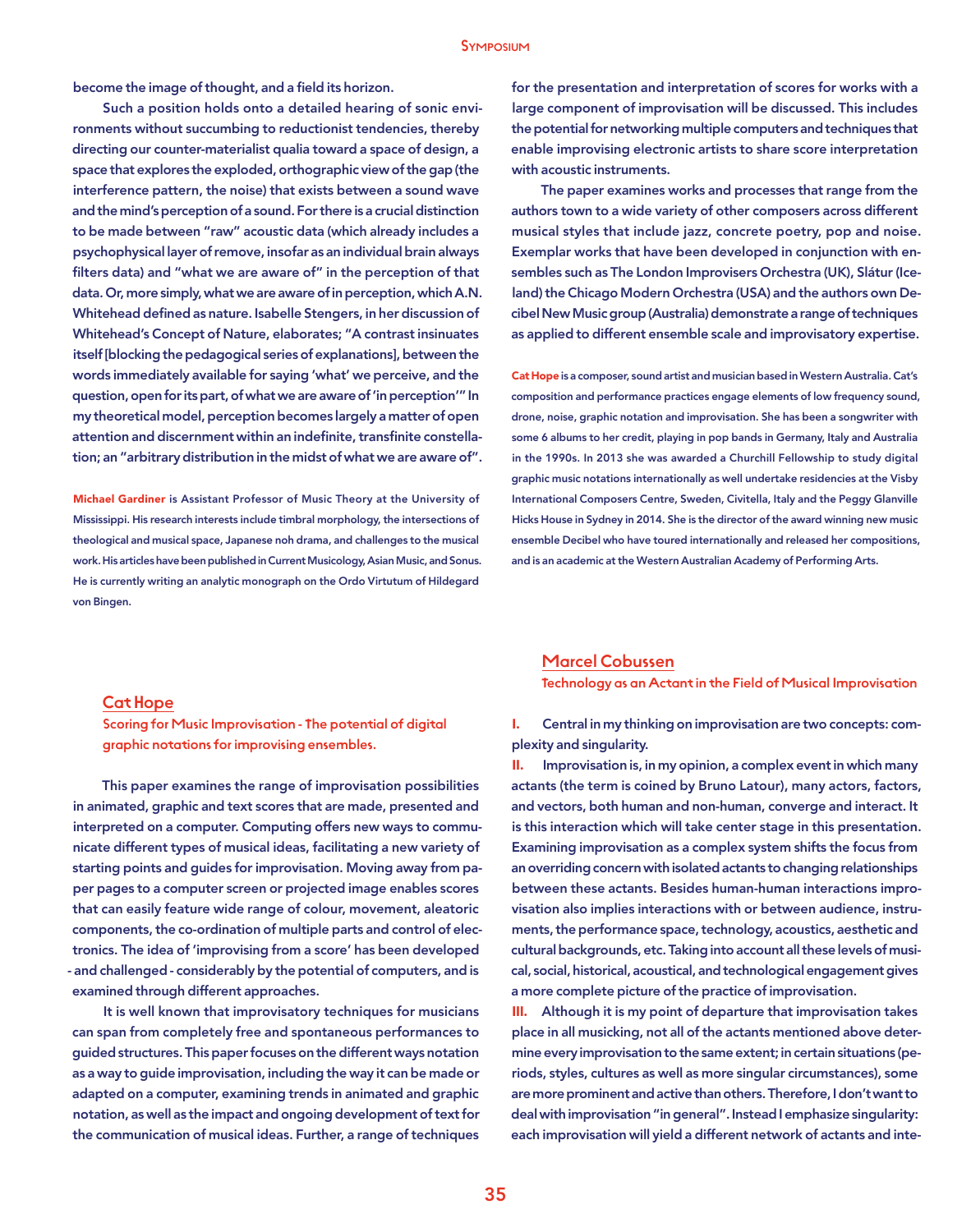become the image of thought, and a field its horizon.

Such a position holds onto a detailed hearing of sonic environments without succumbing to reductionist tendencies, thereby directing our counter-materialist qualia toward a space of design, a space that explores the exploded, orthographic view of the gap (the interference pattern, the noise) that exists between a sound wave and the mind's perception of a sound. For there is a crucial distinction to be made between "raw" acoustic data (which already includes a psychophysical layer of remove, insofar as an individual brain always filters data) and "what we are aware of" in the perception of that data. Or, more simply, what we are aware of in perception, which A.N. Whitehead defined as nature. Isabelle Stengers, in her discussion of Whitehead's Concept of Nature, elaborates; "A contrast insinuates itself [blocking the pedagogical series of explanations], between the words immediately available for saying 'what' we perceive, and the question, open for its part, of what we are aware of 'in perception'" In my theoretical model, perception becomes largely a matter of open attention and discernment within an indefinite, transfinite constellation; an "arbitrary distribution in the midst of what we are aware of".

**Michael Gardiner** is Assistant Professor of Music Theory at the University of Mississippi. His research interests include timbral morphology, the intersections of theological and musical space, Japanese noh drama, and challenges to the musical work. His articles have been published in Current Musicology, Asian Music, and Sonus. He is currently writing an analytic monograph on the Ordo Virtutum of Hildegard von Bingen.

## Cat Hope

### Scoring for Music Improvisation - The potential of digital graphic notations for improvising ensembles.

This paper examines the range of improvisation possibilities in animated, graphic and text scores that are made, presented and interpreted on a computer. Computing offers new ways to communicate different types of musical ideas, facilitating a new variety of starting points and guides for improvisation. Moving away from paper pages to a computer screen or projected image enables scores that can easily feature wide range of colour, movement, aleatoric components, the co-ordination of multiple parts and control of electronics. The idea of 'improvising from a score' has been developed - and challenged - considerably by the potential of computers, and is examined through different approaches.

It is well known that improvisatory techniques for musicians can span from completely free and spontaneous performances to guided structures. This paper focuses on the different ways notation as a way to guide improvisation, including the way it can be made or adapted on a computer, examining trends in animated and graphic notation, as well as the impact and ongoing development of text for the communication of musical ideas. Further, a range of techniques for the presentation and interpretation of scores for works with a large component of improvisation will be discussed. This includes the potential for networking multiple computers and techniques that enable improvising electronic artists to share score interpretation with acoustic instruments.

The paper examines works and processes that range from the authors town to a wide variety of other composers across different musical styles that include jazz, concrete poetry, pop and noise. Exemplar works that have been developed in conjunction with ensembles such as The London Improvisers Orchestra (UK), Slátur (Iceland) the Chicago Modern Orchestra (USA) and the authors own Decibel New Music group (Australia) demonstrate a range of techniques as applied to different ensemble scale and improvisatory expertise.

**Cat Hope** is a composer, sound artist and musician based in Western Australia. Cat's composition and performance practices engage elements of low frequency sound, drone, noise, graphic notation and improvisation. She has been a songwriter with some 6 albums to her credit, playing in pop bands in Germany, Italy and Australia in the 1990s. In 2013 she was awarded a Churchill Fellowship to study digital graphic music notations internationally as well undertake residencies at the Visby International Composers Centre, Sweden, Civitella, Italy and the Peggy Glanville Hicks House in Sydney in 2014. She is the director of the award winning new music ensemble Decibel who have toured internationally and released her compositions, and is an academic at the Western Australian Academy of Performing Arts.

## Marcel Cobussen

### Technology as an Actant in the Field of Musical Improvisation

**I.** Central in my thinking on improvisation are two concepts: complexity and singularity.

**II.** Improvisation is, in my opinion, a complex event in which many actants (the term is coined by Bruno Latour), many actors, factors, and vectors, both human and non-human, converge and interact. It is this interaction which will take center stage in this presentation. Examining improvisation as a complex system shifts the focus from an overriding concern with isolated actants to changing relationships between these actants. Besides human-human interactions improvisation also implies interactions with or between audience, instruments, the performance space, technology, acoustics, aesthetic and cultural backgrounds, etc. Taking into account all these levels of musical, social, historical, acoustical, and technological engagement gives a more complete picture of the practice of improvisation.

**III.** Although it is my point of departure that improvisation takes place in all musicking, not all of the actants mentioned above determine every improvisation to the same extent; in certain situations (periods, styles, cultures as well as more singular circumstances), some are more prominent and active than others. Therefore, I don't want to deal with improvisation "in general". Instead I emphasize singularity: each improvisation will yield a different network of actants and inte-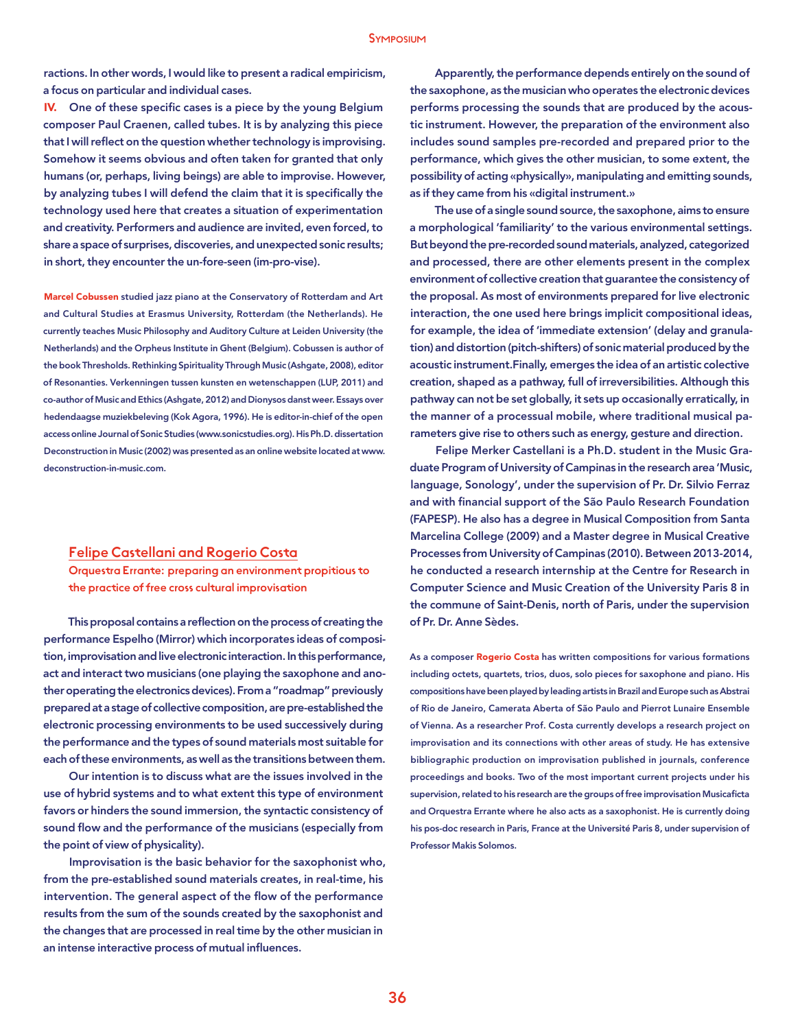ractions. In other words, I would like to present a radical empiricism, a focus on particular and individual cases.

**IV.** One of these specific cases is a piece by the young Belgium composer Paul Craenen, called tubes. It is by analyzing this piece that I will reflect on the question whether technology is improvising. Somehow it seems obvious and often taken for granted that only humans (or, perhaps, living beings) are able to improvise. However, by analyzing tubes I will defend the claim that it is specifically the technology used here that creates a situation of experimentation and creativity. Performers and audience are invited, even forced, to share a space of surprises, discoveries, and unexpected sonic results; in short, they encounter the un-fore-seen (im-pro-vise).

**Marcel Cobussen** studied jazz piano at the Conservatory of Rotterdam and Art and Cultural Studies at Erasmus University, Rotterdam (the Netherlands). He currently teaches Music Philosophy and Auditory Culture at Leiden University (the Netherlands) and the Orpheus Institute in Ghent (Belgium). Cobussen is author of the book Thresholds. Rethinking Spirituality Through Music (Ashgate, 2008), editor of Resonanties. Verkenningen tussen kunsten en wetenschappen (LUP, 2011) and co-author of Music and Ethics (Ashgate, 2012) and Dionysos danst weer. Essays over hedendaagse muziekbeleving (Kok Agora, 1996). He is editor-in-chief of the open access online Journal of Sonic Studies (www.sonicstudies.org). His Ph.D. dissertation Deconstruction in Music (2002) was presented as an online website located at www.deconstruction-in-music.com.

## Felipe Castellani and Rogerio Costa

### Orquestra Errante: preparing an environment propitious to the practice of free cross cultural improvisation

This proposal contains a reflection on the process of creating the performance Espelho (Mirror) which incorporates ideas of composition, improvisation and live electronic interaction. In this performance, act and interact two musicians (one playing the saxophone and another operating the electronics devices). From a "roadmap" previously prepared at a stage of collective composition, are pre-established the electronic processing environments to be used successively during the performance and the types of sound materials most suitable for each of these environments, as well as the transitions between them.

Our intention is to discuss what are the issues involved in the use of hybrid systems and to what extent this type of environment favors or hinders the sound immersion, the syntactic consistency of sound flow and the performance of the musicians (especially from the point of view of physicality).

Improvisation is the basic behavior for the saxophonist who, from the pre-established sound materials creates, in real-time, his intervention. The general aspect of the flow of the performance results from the sum of the sounds created by the saxophonist and the changes that are processed in real time by the other musician in an intense interactive process of mutual influences.

Apparently, the performance depends entirely on the sound of the saxophone, as the musician who operates the electronic devices performs processing the sounds that are produced by the acoustic instrument. However, the preparation of the environment also includes sound samples pre-recorded and prepared prior to the performance, which gives the other musician, to some extent, the possibility of acting «physically», manipulating and emitting sounds, as if they came from his «digital instrument.»

The use of a single sound source, the saxophone, aims to ensure a morphological 'familiarity' to the various environmental settings. But beyond the pre-recorded sound materials, analyzed, categorized and processed, there are other elements present in the complex environment of collective creation that guarantee the consistency of the proposal. As most of environments prepared for live electronic interaction, the one used here brings implicit compositional ideas, for example, the idea of 'immediate extension' (delay and granulation) and distortion (pitch-shifters) of sonic material produced by the acoustic instrument.Finally, emerges the idea of an artistic colective creation, shaped as a pathway, full of irreversibilities. Although this pathway can not be set globally, it sets up occasionally erratically, in the manner of a processual mobile, where traditional musical parameters give rise to others such as energy, gesture and direction.

Felipe Merker Castellani is a Ph.D. student in the Music Graduate Program of University of Campinas in the research area 'Music, language, Sonology', under the supervision of Pr. Dr. Silvio Ferraz and with financial support of the São Paulo Research Foundation (FAPESP). He also has a degree in Musical Composition from Santa Marcelina College (2009) and a Master degree in Musical Creative Processes from University of Campinas (2010). Between 2013-2014, he conducted a research internship at the Centre for Research in Computer Science and Music Creation of the University Paris 8 in the commune of Saint-Denis, north of Paris, under the supervision of Pr. Dr. Anne Sèdes.

As a composer **Rogerio Costa** has written compositions for various formations including octets, quartets, trios, duos, solo pieces for saxophone and piano. His compositions have been played by leading artists in Brazil and Europe such as Abstrai of Rio de Janeiro, Camerata Aberta of São Paulo and Pierrot Lunaire Ensemble of Vienna. As a researcher Prof. Costa currently develops a research project on improvisation and its connections with other areas of study. He has extensive bibliographic production on improvisation published in journals, conference proceedings and books. Two of the most important current projects under his supervision, related to his research are the groups of free improvisation Musicaficta and Orquestra Errante where he also acts as a saxophonist. He is currently doing his pos-doc research in Paris, France at the Université Paris 8, under supervision of Professor Makis Solomos.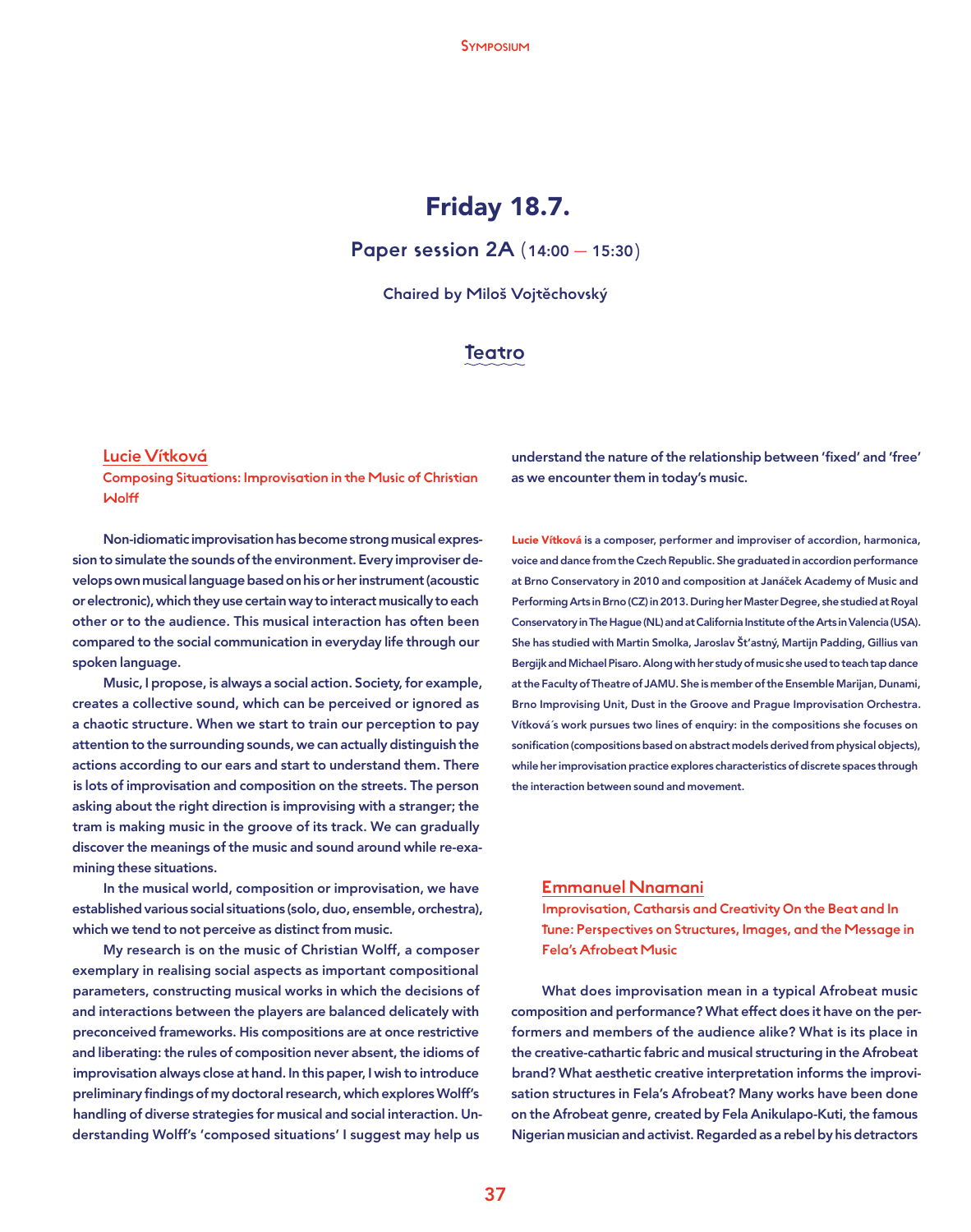# Friday 18.7.

## Paper session 2A (14:00 — 15:30)

Chaired by Miloš Vojtěchovský

### Teatro

### Lucie Vítková

**Composing Situations: Improvisation in the Music of Christian Wolff**

Non-idiomatic improvisation has become strong musical expression to simulate the sounds of the environment. Every improviser develops own musical language based on his or her instrument (acoustic or electronic), which they use certain way to interact musically to each other or to the audience. This musical interaction has often been compared to the social communication in everyday life through our spoken language.

Music, I propose, is always a social action. Society, for example, creates a collective sound, which can be perceived or ignored as a chaotic structure. When we start to train our perception to pay attention to the surrounding sounds, we can actually distinguish the actions according to our ears and start to understand them. There is lots of improvisation and composition on the streets. The person asking about the right direction is improvising with a stranger; the tram is making music in the groove of its track. We can gradually discover the meanings of the music and sound around while re-examining these situations.

In the musical world, composition or improvisation, we have established various social situations (solo, duo, ensemble, orchestra), which we tend to not perceive as distinct from music.

My research is on the music of Christian Wolff, a composer exemplary in realising social aspects as important compositional parameters, constructing musical works in which the decisions of and interactions between the players are balanced delicately with preconceived frameworks. His compositions are at once restrictive and liberating: the rules of composition never absent, the idioms of improvisation always close at hand. In this paper, I wish to introduce preliminary findings of my doctoral research, which explores Wolff's handling of diverse strategies for musical and social interaction. Understanding Wolff's 'composed situations' I suggest may help us understand the nature of the relationship between 'fixed' and 'free' as we encounter them in today's music.

**Lucie Vítková** is a composer, performer and improviser of accordion, harmonica, voice and dance from the Czech Republic. She graduated in accordion performance at Brno Conservatory in 2010 and composition at Janáček Academy of Music and Performing Arts in Brno (CZ) in 2013. During her Master Degree, she studied at Royal Conservatory in The Hague (NL) and at California Institute of the Arts in Valencia (USA). She has studied with Martin Smolka, Jaroslav Šťastný, Martijn Padding, Gillius van Bergijk and Michael Pisaro. Along with her study of music she used to teach tap dance at the Faculty of Theatre of JAMU. She is member of the Ensemble Marijan, Dunami, Brno Improvising Unit, Dust in the Groove and Prague Improvisation Orchestra. Vítková´s work pursues two lines of enquiry: in the compositions she focuses on sonification (compositions based on abstract models derived from physical objects), while her improvisation practice explores characteristics of discrete spaces through the interaction between sound and movement.

### Emmanuel Nnamani

**Improvisation, Catharsis and Creativity On the Beat and In Tune: Perspectives on Structures, Images, and the Message in Fela's Afrobeat Music**

What does improvisation mean in a typical Afrobeat music composition and performance? What effect does it have on the performers and members of the audience alike? What is its place in the creative-cathartic fabric and musical structuring in the Afrobeat brand? What aesthetic creative interpretation informs the improvisation structures in Fela's Afrobeat? Many works have been done on the Afrobeat genre, created by Fela Anikulapo-Kuti, the famous Nigerian musician and activist. Regarded as a rebel by his detractors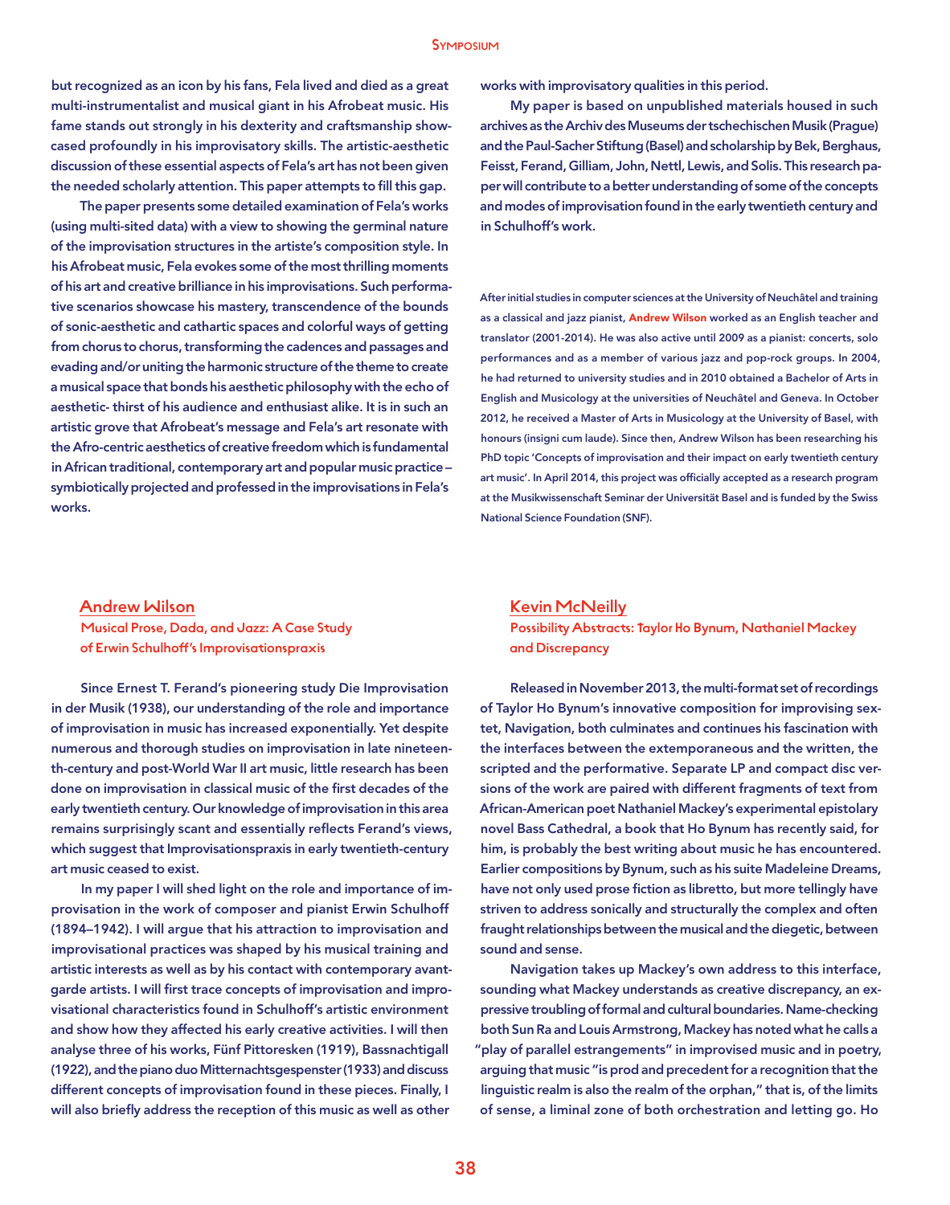but recognized as an icon by his fans, Fela lived and died as a great multi-instrumentalist and musical giant in his Afrobeat music. His fame stands out strongly in his dexterity and craftsmanship showcased profoundly in his improvisatory skills. The artistic-aesthetic discussion of these essential aspects of Fela's art has not been given the needed scholarly attention. This paper attempts to fill this gap.

The paper presents some detailed examination of Fela's works (using multi-sited data) with a view to showing the germinal nature of the improvisation structures in the artiste's composition style. In his Afrobeat music, Fela evokes some of the most thrilling moments of his art and creative brilliance in his improvisations. Such performative scenarios showcase his mastery, transcendence of the bounds of sonic-aesthetic and cathartic spaces and colorful ways of getting from chorus to chorus, transforming the cadences and passages and evading and/or uniting the harmonic structure of the theme to create a musical space that bonds his aesthetic philosophy with the echo of aesthetic- thirst of his audience and enthusiast alike. It is in such an artistic grove that Afrobeat's message and Fela's art resonate with the Afro-centric aesthetics of creative freedom which is fundamental in African traditional, contemporary art and popular music practice – symbiotically projected and professed in the improvisations in Fela's works.

## Andrew Wilson

### Musical Prose, Dada, and Jazz: A Case Study of Erwin Schulhoff's Improvisationspraxis

Since Ernest T. Ferand's pioneering study Die Improvisation in der Musik (1938), our understanding of the role and importance of improvisation in music has increased exponentially. Yet despite numerous and thorough studies on improvisation in late nineteenth-century and post-World War II art music, little research has been done on improvisation in classical music of the first decades of the early twentieth century. Our knowledge of improvisation in this area remains surprisingly scant and essentially reflects Ferand's views, which suggest that Improvisationspraxis in early twentieth-century art music ceased to exist.

In my paper I will shed light on the role and importance of improvisation in the work of composer and pianist Erwin Schulhoff (1894–1942). I will argue that his attraction to improvisation and improvisational practices was shaped by his musical training and artistic interests as well as by his contact with contemporary avant-garde artists. I will first trace concepts of improvisation and improvisational characteristics found in Schulhoff's artistic environment and show how they affected his early creative activities. I will then analyse three of his works, Fünf Pittoresken (1919), Bassnachtigall (1922), and the piano duo Mitternachtsgespenster (1933) and discuss different concepts of improvisation found in these pieces. Finally, I will also briefly address the reception of this music as well as other works with improvisatory qualities in this period.

My paper is based on unpublished materials housed in such archives as the Archiv des Museums der tschechischen Musik (Prague) and the Paul-Sacher Stiftung (Basel) and scholarship by Bek, Berghaus, Feisst, Ferand, Gilliam, John, Nettl, Lewis, and Solis. This research paper will contribute to a better understanding of some of the concepts and modes of improvisation found in the early twentieth century and in Schulhoff's work.

After initial studies in computer sciences at the University of Neuchâtel and training as a classical and jazz pianist, **Andrew Wilson** worked as an English teacher and translator (2001-2014). He was also active until 2009 as a pianist: concerts, solo performances and as a member of various jazz and pop-rock groups. In 2004, he had returned to university studies and in 2010 obtained a Bachelor of Arts in English and Musicology at the universities of Neuchâtel and Geneva. In October 2012, he received a Master of Arts in Musicology at the University of Basel, with honours (insigni cum laude). Since then, Andrew Wilson has been researching his PhD topic 'Concepts of improvisation and their impact on early twentieth century art music'. In April 2014, this project was officially accepted as a research program at the Musikwissenschaft Seminar der Universität Basel and is funded by the Swiss National Science Foundation (SNF).

## Kevin McNeilly

### Possibility Abstracts: Taylor Ho Bynum, Nathaniel Mackey and Discrepancy

Released in November 2013, the multi-format set of recordings of Taylor Ho Bynum's innovative composition for improvising sextet, Navigation, both culminates and continues his fascination with the interfaces between the extemporaneous and the written, the scripted and the performative. Separate LP and compact disc versions of the work are paired with different fragments of text from African-American poet Nathaniel Mackey's experimental epistolary novel Bass Cathedral, a book that Ho Bynum has recently said, for him, is probably the best writing about music he has encountered. Earlier compositions by Bynum, such as his suite Madeleine Dreams, have not only used prose fiction as libretto, but more tellingly have striven to address sonically and structurally the complex and often fraught relationships between the musical and the diegetic, between sound and sense.

Navigation takes up Mackey's own address to this interface, sounding what Mackey understands as creative discrepancy, an expressive troubling of formal and cultural boundaries. Name-checking both Sun Ra and Louis Armstrong, Mackey has noted what he calls a "play of parallel estrangements" in improvised music and in poetry, arguing that music "is prod and precedent for a recognition that the linguistic realm is also the realm of the orphan," that is, of the limits of sense, a liminal zone of both orchestration and letting go. Ho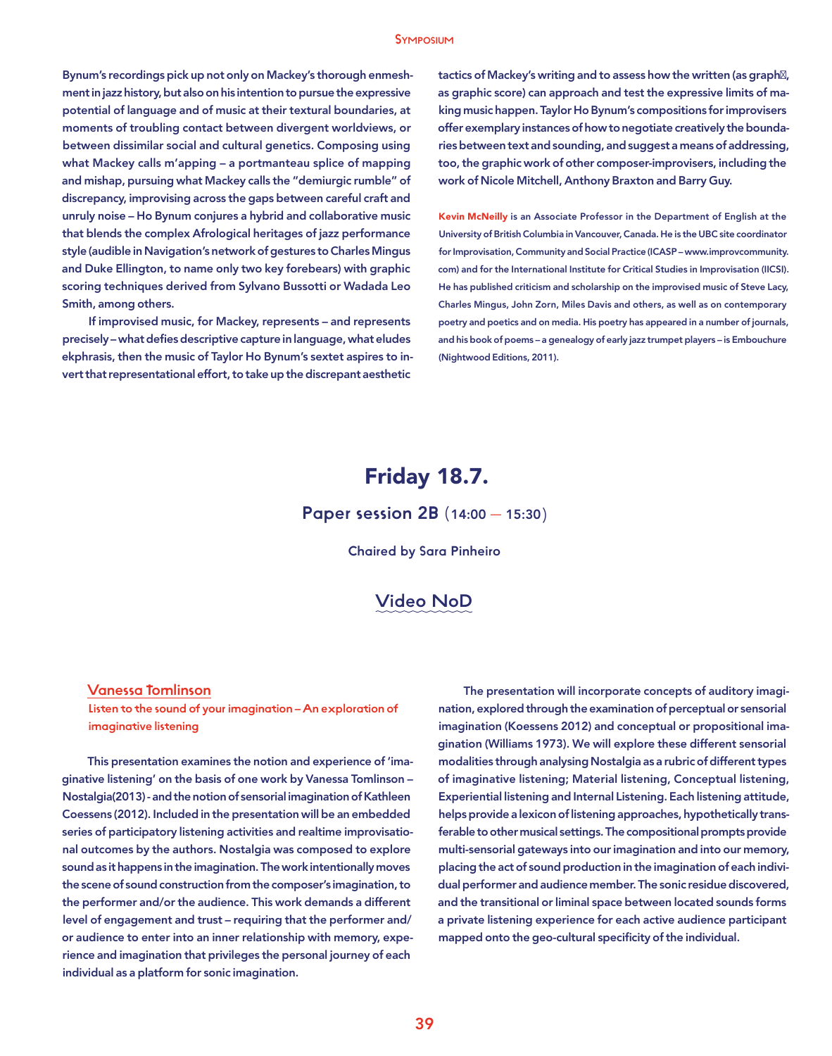Bynum's recordings pick up not only on Mackey's thorough enmeshment in jazz history, but also on his intention to pursue the expressive potential of language and of music at their textural boundaries, at moments of troubling contact between divergent worldviews, or between dissimilar social and cultural genetics. Composing using what Mackey calls m'apping – a portmanteau splice of mapping and mishap, pursuing what Mackey calls the "demiurgic rumble" of discrepancy, improvising across the gaps between careful craft and unruly noise – Ho Bynum conjures a hybrid and collaborative music that blends the complex Afrological heritages of jazz performance style (audible in Navigation's network of gestures to Charles Mingus and Duke Ellington, to name only two key forebears) with graphic scoring techniques derived from Sylvano Bussotti or Wadada Leo Smith, among others.

If improvised music, for Mackey, represents – and represents precisely – what defies descriptive capture in language, what eludes ekphrasis, then the music of Taylor Ho Bynum's sextet aspires to invert that representational effort, to take up the discrepant aesthetic tactics of Mackey's writing and to assess how the written (as graph, as graphic score) can approach and test the expressive limits of making music happen. Taylor Ho Bynum's compositions for improvisers offer exemplary instances of how to negotiate creatively the boundaries between text and sounding, and suggest a means of addressing, too, the graphic work of other composer-improvisers, including the work of Nicole Mitchell, Anthony Braxton and Barry Guy.

**Kevin McNeilly** is an Associate Professor in the Department of English at the University of British Columbia in Vancouver, Canada. He is the UBC site coordinator for Improvisation, Community and Social Practice (ICASP – www.improvcommunity.com) and for the International Institute for Critical Studies in Improvisation (IICSI). He has published criticism and scholarship on the improvised music of Steve Lacy, Charles Mingus, John Zorn, Miles Davis and others, as well as on contemporary poetry and poetics and on media. His poetry has appeared in a number of journals, and his book of poems – a genealogy of early jazz trumpet players – is Embouchure (Nightwood Editions, 2011).

# Friday 18.7.

## Paper session 2B (14:00 — 15:30)

Chaired by Sara Pinheiro

## Video NoD

### Vanessa Tomlinson

**Listen to the sound of your imagination – An exploration of imaginative listening**

This presentation examines the notion and experience of 'imaginative listening' on the basis of one work by Vanessa Tomlinson – Nostalgia(2013) - and the notion of sensorial imagination of Kathleen Coessens (2012). Included in the presentation will be an embedded series of participatory listening activities and realtime improvisational outcomes by the authors. Nostalgia was composed to explore sound as it happens in the imagination. The work intentionally moves the scene of sound construction from the composer's imagination, to the performer and/or the audience. This work demands a different level of engagement and trust – requiring that the performer and/or audience to enter into an inner relationship with memory, experience and imagination that privileges the personal journey of each individual as a platform for sonic imagination.

The presentation will incorporate concepts of auditory imagination, explored through the examination of perceptual or sensorial imagination (Koessens 2012) and conceptual or propositional imagination (Williams 1973). We will explore these different sensorial modalities through analysing Nostalgia as a rubric of different types of imaginative listening; Material listening, Conceptual listening, Experiential listening and Internal Listening. Each listening attitude, helps provide a lexicon of listening approaches, hypothetically transferable to other musical settings. The compositional prompts provide multi-sensorial gateways into our imagination and into our memory, placing the act of sound production in the imagination of each individual performer and audience member. The sonic residue discovered, and the transitional or liminal space between located sounds forms a private listening experience for each active audience participant mapped onto the geo-cultural specificity of the individual.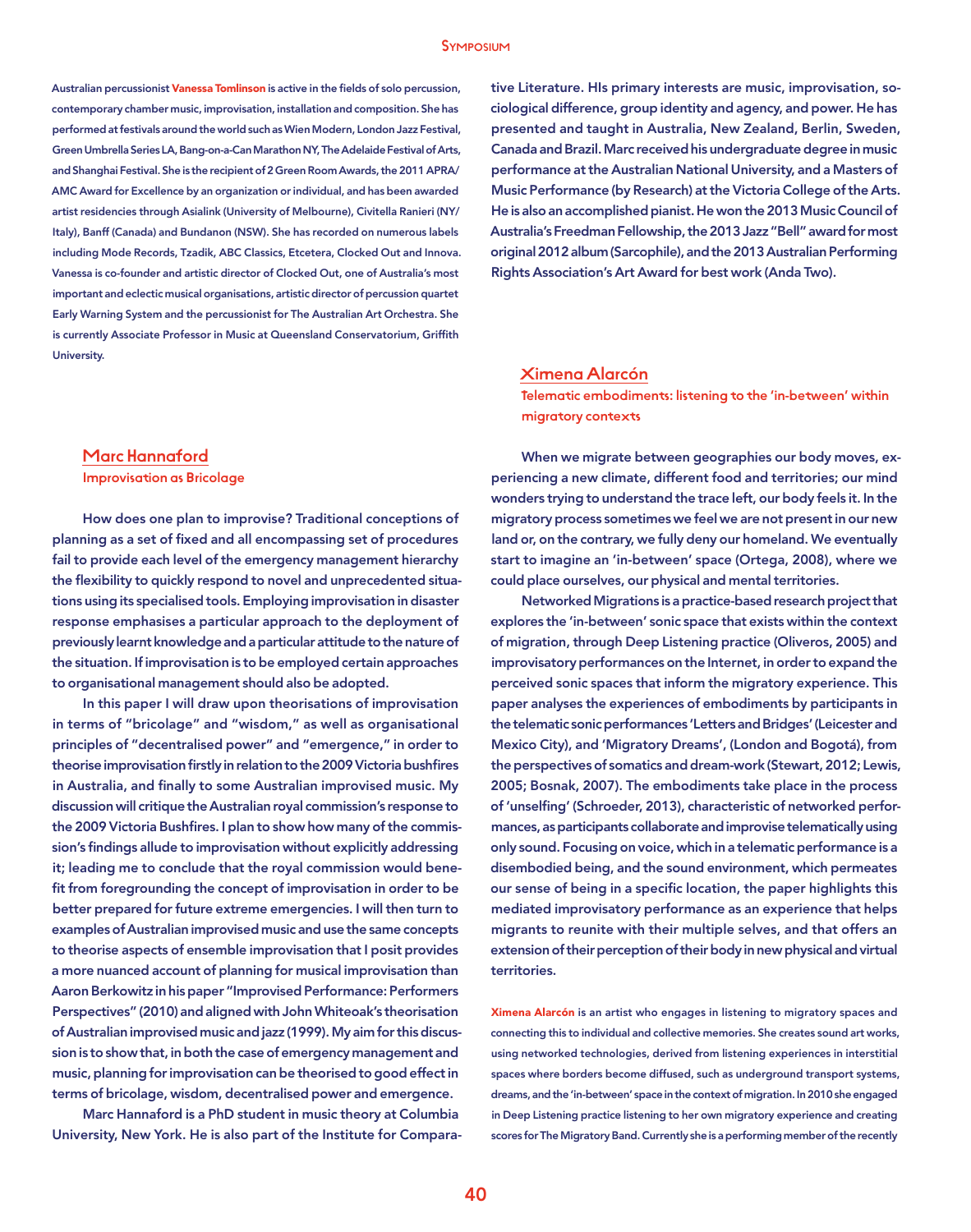Australian percussionist **Vanessa Tomlinson** is active in the fields of solo percussion, contemporary chamber music, improvisation, installation and composition. She has performed at festivals around the world such as Wien Modern, London Jazz Festival, Green Umbrella Series LA, Bang-on-a-Can Marathon NY, The Adelaide Festival of Arts, and Shanghai Festival. She is the recipient of 2 Green Room Awards, the 2011 APRA/AMC Award for Excellence by an organization or individual, and has been awarded artist residencies through Asialink (University of Melbourne), Civitella Ranieri (NY/Italy), Banff (Canada) and Bundanon (NSW). She has recorded on numerous labels including Mode Records, Tzadik, ABC Classics, Etcetera, Clocked Out and Innova. Vanessa is co-founder and artistic director of Clocked Out, one of Australia's most important and eclectic musical organisations, artistic director of percussion quartet Early Warning System and the percussionist for The Australian Art Orchestra. She is currently Associate Professor in Music at Queensland Conservatorium, Griffith University.

## Marc Hannaford

### Improvisation as Bricolage

How does one plan to improvise? Traditional conceptions of planning as a set of fixed and all encompassing set of procedures fail to provide each level of the emergency management hierarchy the flexibility to quickly respond to novel and unprecedented situations using its specialised tools. Employing improvisation in disaster response emphasises a particular approach to the deployment of previously learnt knowledge and a particular attitude to the nature of the situation. If improvisation is to be employed certain approaches to organisational management should also be adopted.

In this paper I will draw upon theorisations of improvisation in terms of "bricolage" and "wisdom," as well as organisational principles of "decentralised power" and "emergence," in order to theorise improvisation firstly in relation to the 2009 Victoria bushfires in Australia, and finally to some Australian improvised music. My discussion will critique the Australian royal commission's response to the 2009 Victoria Bushfires. I plan to show how many of the commission's findings allude to improvisation without explicitly addressing it; leading me to conclude that the royal commission would benefit from foregrounding the concept of improvisation in order to be better prepared for future extreme emergencies. I will then turn to examples of Australian improvised music and use the same concepts to theorise aspects of ensemble improvisation that I posit provides a more nuanced account of planning for musical improvisation than Aaron Berkowitz in his paper "Improvised Performance: Performers Perspectives" (2010) and aligned with John Whiteoak's theorisation of Australian improvised music and jazz (1999). My aim for this discussion is to show that, in both the case of emergency management and music, planning for improvisation can be theorised to good effect in terms of bricolage, wisdom, decentralised power and emergence.

Marc Hannaford is a PhD student in music theory at Columbia University, New York. He is also part of the Institute for Comparative Literature. HIs primary interests are music, improvisation, sociological difference, group identity and agency, and power. He has presented and taught in Australia, New Zealand, Berlin, Sweden, Canada and Brazil. Marc received his undergraduate degree in music performance at the Australian National University, and a Masters of Music Performance (by Research) at the Victoria College of the Arts. He is also an accomplished pianist. He won the 2013 Music Council of Australia's Freedman Fellowship, the 2013 Jazz "Bell" award for most original 2012 album (Sarcophile), and the 2013 Australian Performing Rights Association's Art Award for best work (Anda Two).

## Ximena Alarcón

### Telematic embodiments: listening to the 'in-between' within migratory contexts

When we migrate between geographies our body moves, experiencing a new climate, different food and territories; our mind wonders trying to understand the trace left, our body feels it. In the migratory process sometimes we feel we are not present in our new land or, on the contrary, we fully deny our homeland. We eventually start to imagine an 'in-between' space (Ortega, 2008), where we could place ourselves, our physical and mental territories.

Networked Migrations is a practice-based research project that explores the 'in-between' sonic space that exists within the context of migration, through Deep Listening practice (Oliveros, 2005) and improvisatory performances on the Internet, in order to expand the perceived sonic spaces that inform the migratory experience. This paper analyses the experiences of embodiments by participants in the telematic sonic performances 'Letters and Bridges' (Leicester and Mexico City), and 'Migratory Dreams', (London and Bogotá), from the perspectives of somatics and dream-work (Stewart, 2012; Lewis, 2005; Bosnak, 2007). The embodiments take place in the process of 'unselfing' (Schroeder, 2013), characteristic of networked performances, as participants collaborate and improvise telematically using only sound. Focusing on voice, which in a telematic performance is a disembodied being, and the sound environment, which permeates our sense of being in a specific location, the paper highlights this mediated improvisatory performance as an experience that helps migrants to reunite with their multiple selves, and that offers an extension of their perception of their body in new physical and virtual territories.

**Ximena Alarcón** is an artist who engages in listening to migratory spaces and connecting this to individual and collective memories. She creates sound art works, using networked technologies, derived from listening experiences in interstitial spaces where borders become diffused, such as underground transport systems, dreams, and the 'in-between' space in the context of migration. In 2010 she engaged in Deep Listening practice listening to her own migratory experience and creating scores for The Migratory Band. Currently she is a performing member of the recently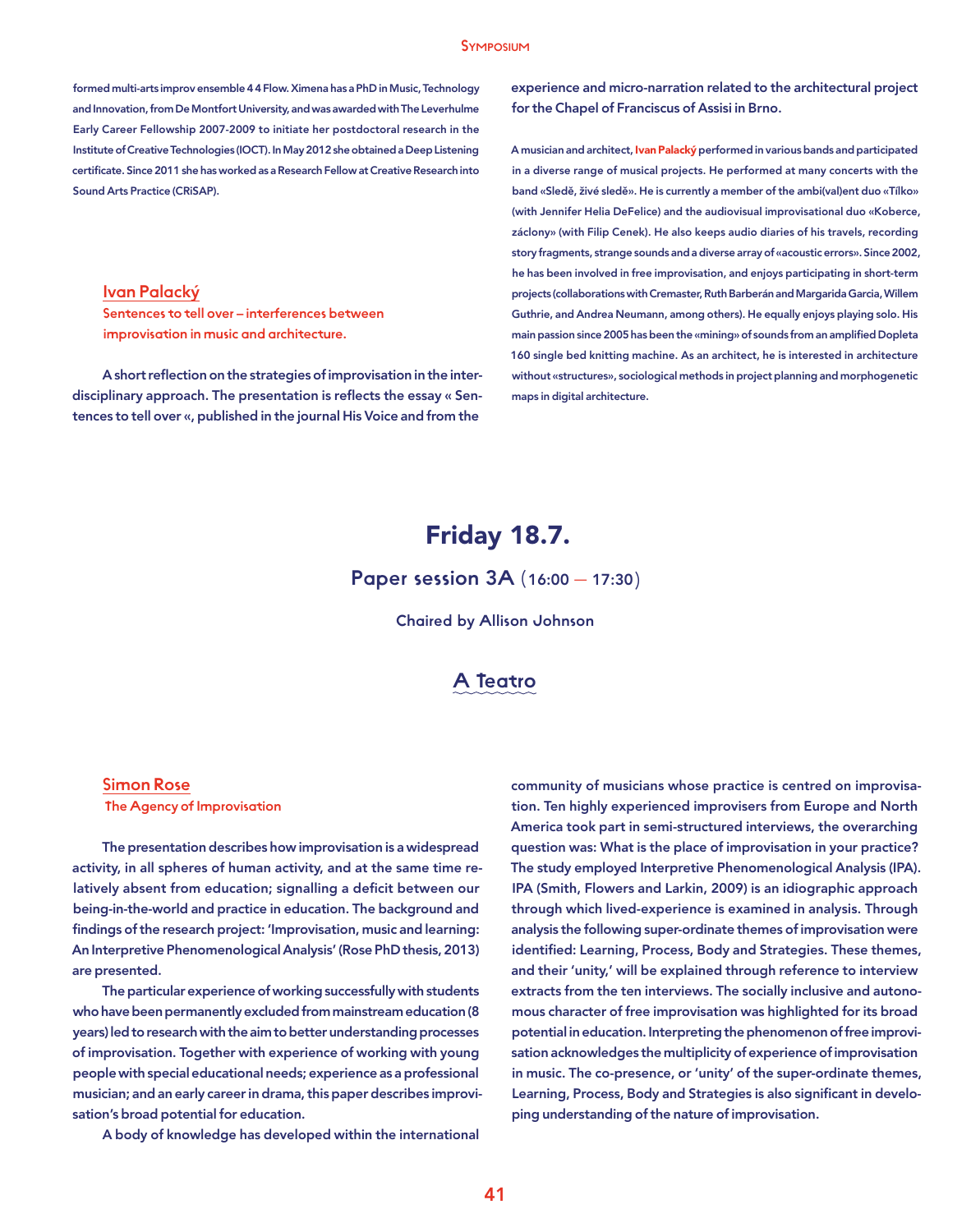formed multi-arts improv ensemble 4 4 Flow. Ximena has a PhD in Music, Technology and Innovation, from De Montfort University, and was awarded with The Leverhulme Early Career Fellowship 2007-2009 to initiate her postdoctoral research in the Institute of Creative Technologies (IOCT). In May 2012 she obtained a Deep Listening certificate. Since 2011 she has worked as a Research Fellow at Creative Research into Sound Arts Practice (CRiSAP).

### Ivan Palacký

**Sentences to tell over – interferences between improvisation in music and architecture.**

A short reflection on the strategies of improvisation in the interdisciplinary approach. The presentation is reflects the essay « Sentences to tell over «, published in the journal His Voice and from the experience and micro-narration related to the architectural project for the Chapel of Franciscus of Assisi in Brno.

A musician and architect, **Ivan Palacký** performed in various bands and participated in a diverse range of musical projects. He performed at many concerts with the band «Sledě, živé sledě». He is currently a member of the ambi(val)ent duo «Tílko» (with Jennifer Helia DeFelice) and the audiovisual improvisational duo «Koberce, záclony» (with Filip Cenek). He also keeps audio diaries of his travels, recording story fragments, strange sounds and a diverse array of «acoustic errors». Since 2002, he has been involved in free improvisation, and enjoys participating in short-term projects (collaborations with Cremaster, Ruth Barberán and Margarida Garcia, Willem Guthrie, and Andrea Neumann, among others). He equally enjoys playing solo. His main passion since 2005 has been the «mining» of sounds from an amplified Dopleta 160 single bed knitting machine. As an architect, he is interested in architecture without «structures», sociological methods in project planning and morphogenetic maps in digital architecture.

# Friday 18.7.

## Paper session 3A (16:00 — 17:30)

Chaired by Allison Johnson

## A Teatro

### Simon Rose

**The Agency of Improvisation**

The presentation describes how improvisation is a widespread activity, in all spheres of human activity, and at the same time relatively absent from education; signalling a deficit between our being-in-the-world and practice in education. The background and findings of the research project: 'Improvisation, music and learning: An Interpretive Phenomenological Analysis' (Rose PhD thesis, 2013) are presented.

The particular experience of working successfully with students who have been permanently excluded from mainstream education (8 years) led to research with the aim to better understanding processes of improvisation. Together with experience of working with young people with special educational needs; experience as a professional musician; and an early career in drama, this paper describes improvisation's broad potential for education.

A body of knowledge has developed within the international community of musicians whose practice is centred on improvisation. Ten highly experienced improvisers from Europe and North America took part in semi-structured interviews, the overarching question was: What is the place of improvisation in your practice? The study employed Interpretive Phenomenological Analysis (IPA). IPA (Smith, Flowers and Larkin, 2009) is an idiographic approach through which lived-experience is examined in analysis. Through analysis the following super-ordinate themes of improvisation were identified: Learning, Process, Body and Strategies. These themes, and their 'unity,' will be explained through reference to interview extracts from the ten interviews. The socially inclusive and autonomous character of free improvisation was highlighted for its broad potential in education. Interpreting the phenomenon of free improvisation acknowledges the multiplicity of experience of improvisation in music. The co-presence, or 'unity' of the super-ordinate themes, Learning, Process, Body and Strategies is also significant in developing understanding of the nature of improvisation.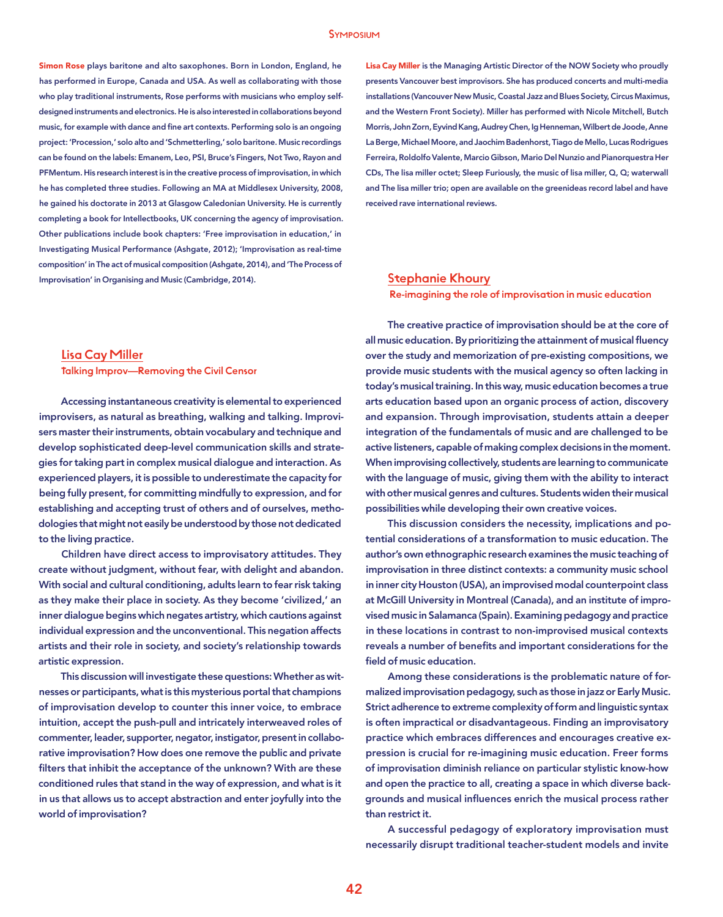**Simon Rose** plays baritone and alto saxophones. Born in London, England, he has performed in Europe, Canada and USA. As well as collaborating with those who play traditional instruments, Rose performs with musicians who employ self-designed instruments and electronics. He is also interested in collaborations beyond music, for example with dance and fine art contexts. Performing solo is an ongoing project: 'Procession,' solo alto and 'Schmetterling,' solo baritone. Music recordings can be found on the labels: Emanem, Leo, PSI, Bruce's Fingers, Not Two, Rayon and PFMentum. His research interest is in the creative process of improvisation, in which he has completed three studies. Following an MA at Middlesex University, 2008, he gained his doctorate in 2013 at Glasgow Caledonian University. He is currently completing a book for Intellectbooks, UK concerning the agency of improvisation. Other publications include book chapters: 'Free improvisation in education,' in Investigating Musical Performance (Ashgate, 2012); 'Improvisation as real-time composition' in The act of musical composition (Ashgate, 2014), and 'The Process of Improvisation' in Organising and Music (Cambridge, 2014).

## Lisa Cay Miller

### Talking Improv—Removing the Civil Censor

Accessing instantaneous creativity is elemental to experienced improvisers, as natural as breathing, walking and talking. Improvisers master their instruments, obtain vocabulary and technique and develop sophisticated deep-level communication skills and strategies for taking part in complex musical dialogue and interaction. As experienced players, it is possible to underestimate the capacity for being fully present, for committing mindfully to expression, and for establishing and accepting trust of others and of ourselves, methodologies that might not easily be understood by those not dedicated to the living practice.

Children have direct access to improvisatory attitudes. They create without judgment, without fear, with delight and abandon. With social and cultural conditioning, adults learn to fear risk taking as they make their place in society. As they become 'civilized,' an inner dialogue begins which negates artistry, which cautions against individual expression and the unconventional. This negation affects artists and their role in society, and society's relationship towards artistic expression.

This discussion will investigate these questions: Whether as witnesses or participants, what is this mysterious portal that champions of improvisation develop to counter this inner voice, to embrace intuition, accept the push-pull and intricately interweaved roles of commenter, leader, supporter, negator, instigator, present in collaborative improvisation? How does one remove the public and private filters that inhibit the acceptance of the unknown? With are these conditioned rules that stand in the way of expression, and what is it in us that allows us to accept abstraction and enter joyfully into the world of improvisation?

**Lisa Cay Miller** is the Managing Artistic Director of the NOW Society who proudly presents Vancouver best improvisors. She has produced concerts and multi-media installations (Vancouver New Music, Coastal Jazz and Blues Society, Circus Maximus, and the Western Front Society). Miller has performed with Nicole Mitchell, Butch Morris, John Zorn, Eyvind Kang, Audrey Chen, Ig Henneman, Wilbert de Joode, Anne La Berge, Michael Moore, and Jaochim Badenhorst, Tiago de Mello, Lucas Rodrigues Ferreira, Roldolfo Valente, Marcio Gibson, Mario Del Nunzio and Pianorquestra Her CDs, The lisa miller octet; Sleep Furiously, the music of lisa miller, Q, Q; waterwall and The lisa miller trio; open are available on the greenideas record label and have received rave international reviews.

## Stephanie Khoury

### Re-imagining the role of improvisation in music education

The creative practice of improvisation should be at the core of all music education. By prioritizing the attainment of musical fluency over the study and memorization of pre-existing compositions, we provide music students with the musical agency so often lacking in today's musical training. In this way, music education becomes a true arts education based upon an organic process of action, discovery and expansion. Through improvisation, students attain a deeper integration of the fundamentals of music and are challenged to be active listeners, capable of making complex decisions in the moment. When improvising collectively, students are learning to communicate with the language of music, giving them with the ability to interact with other musical genres and cultures. Students widen their musical possibilities while developing their own creative voices.

This discussion considers the necessity, implications and potential considerations of a transformation to music education. The author's own ethnographic research examines the music teaching of improvisation in three distinct contexts: a community music school in inner city Houston (USA), an improvised modal counterpoint class at McGill University in Montreal (Canada), and an institute of improvised music in Salamanca (Spain). Examining pedagogy and practice in these locations in contrast to non-improvised musical contexts reveals a number of benefits and important considerations for the field of music education.

Among these considerations is the problematic nature of formalized improvisation pedagogy, such as those in jazz or Early Music. Strict adherence to extreme complexity of form and linguistic syntax is often impractical or disadvantageous. Finding an improvisatory practice which embraces differences and encourages creative expression is crucial for re-imagining music education. Freer forms of improvisation diminish reliance on particular stylistic know-how and open the practice to all, creating a space in which diverse backgrounds and musical influences enrich the musical process rather than restrict it.

A successful pedagogy of exploratory improvisation must necessarily disrupt traditional teacher-student models and invite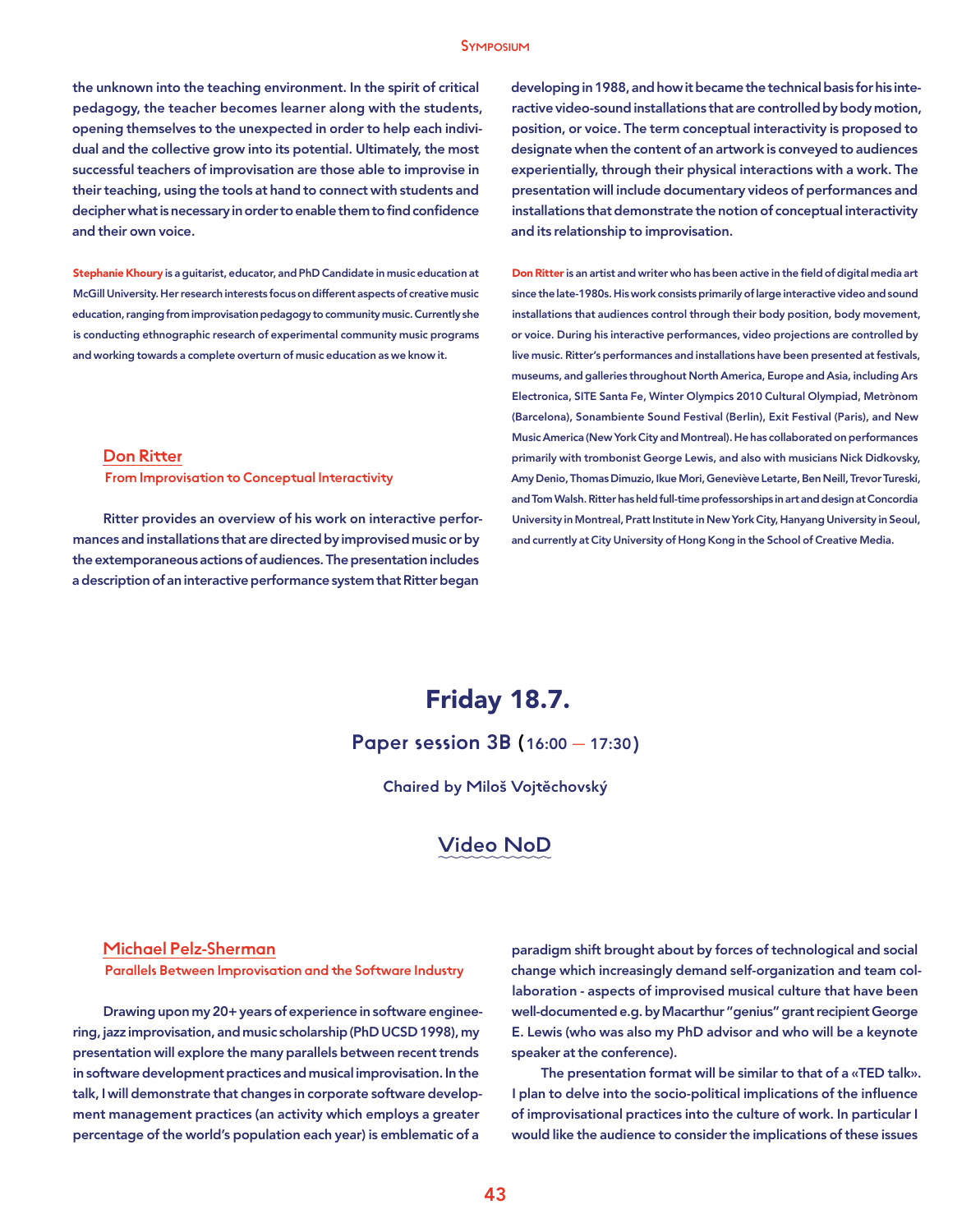the unknown into the teaching environment. In the spirit of critical pedagogy, the teacher becomes learner along with the students, opening themselves to the unexpected in order to help each individual and the collective grow into its potential. Ultimately, the most successful teachers of improvisation are those able to improvise in their teaching, using the tools at hand to connect with students and decipher what is necessary in order to enable them to find confidence and their own voice.

**Stephanie Khoury** is a guitarist, educator, and PhD Candidate in music education at McGill University. Her research interests focus on different aspects of creative music education, ranging from improvisation pedagogy to community music. Currently she is conducting ethnographic research of experimental community music programs and working towards a complete overturn of music education as we know it.

### Don Ritter

#### From Improvisation to Conceptual Interactivity

Ritter provides an overview of his work on interactive performances and installations that are directed by improvised music or by the extemporaneous actions of audiences. The presentation includes a description of an interactive performance system that Ritter began developing in 1988, and how it became the technical basis for his interactive video-sound installations that are controlled by body motion, position, or voice. The term conceptual interactivity is proposed to designate when the content of an artwork is conveyed to audiences experientially, through their physical interactions with a work. The presentation will include documentary videos of performances and installations that demonstrate the notion of conceptual interactivity and its relationship to improvisation.

**Don Ritter** is an artist and writer who has been active in the field of digital media art since the late-1980s. His work consists primarily of large interactive video and sound installations that audiences control through their body position, body movement, or voice. During his interactive performances, video projections are controlled by live music. Ritter's performances and installations have been presented at festivals, museums, and galleries throughout North America, Europe and Asia, including Ars Electronica, SITE Santa Fe, Winter Olympics 2010 Cultural Olympiad, Metrònom (Barcelona), Sonambiente Sound Festival (Berlin), Exit Festival (Paris), and New Music America (New York City and Montreal). He has collaborated on performances primarily with trombonist George Lewis, and also with musicians Nick Didkovsky, Amy Denio, Thomas Dimuzio, Ikue Mori, Geneviève Letarte, Ben Neill, Trevor Tureski, and Tom Walsh. Ritter has held full-time professorships in art and design at Concordia University in Montreal, Pratt Institute in New York City, Hanyang University in Seoul, and currently at City University of Hong Kong in the School of Creative Media.

# Friday 18.7.

## Paper session 3B (16:00 — 17:30)

Chaired by Miloš Vojtěchovský

## Video NoD

### Michael Pelz-Sherman

#### Parallels Between Improvisation and the Software Industry

Drawing upon my 20+ years of experience in software engineering, jazz improvisation, and music scholarship (PhD UCSD 1998), my presentation will explore the many parallels between recent trends in software development practices and musical improvisation. In the talk, I will demonstrate that changes in corporate software development management practices (an activity which employs a greater percentage of the world's population each year) is emblematic of a paradigm shift brought about by forces of technological and social change which increasingly demand self-organization and team collaboration - aspects of improvised musical culture that have been well-documented e.g. by Macarthur "genius" grant recipient George E. Lewis (who was also my PhD advisor and who will be a keynote speaker at the conference).

The presentation format will be similar to that of a «TED talk». I plan to delve into the socio-political implications of the influence of improvisational practices into the culture of work. In particular I would like the audience to consider the implications of these issues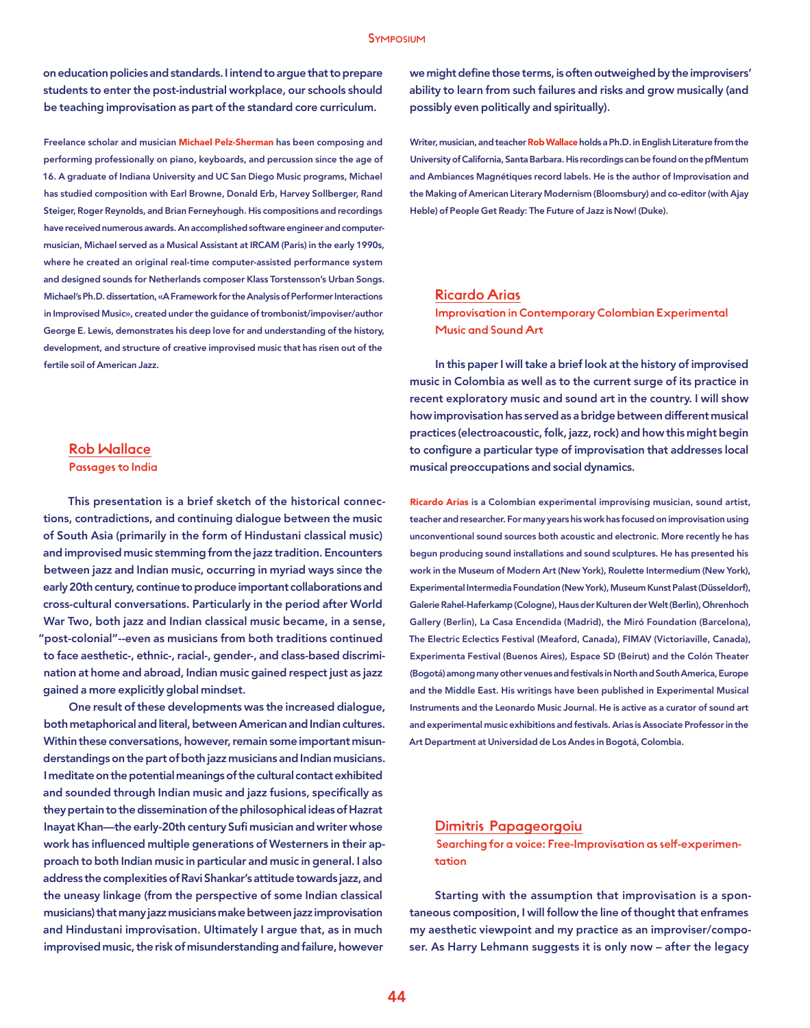on education policies and standards. I intend to argue that to prepare students to enter the post-industrial workplace, our schools should be teaching improvisation as part of the standard core curriculum.

Freelance scholar and musician **Michael Pelz-Sherman** has been composing and performing professionally on piano, keyboards, and percussion since the age of 16. A graduate of Indiana University and UC San Diego Music programs, Michael has studied composition with Earl Browne, Donald Erb, Harvey Sollberger, Rand Steiger, Roger Reynolds, and Brian Ferneyhough. His compositions and recordings have received numerous awards. An accomplished software engineer and computer-musician, Michael served as a Musical Assistant at IRCAM (Paris) in the early 1990s, where he created an original real-time computer-assisted performance system and designed sounds for Netherlands composer Klass Torstensson's Urban Songs. Michael's Ph.D. dissertation, «A Framework for the Analysis of Performer Interactions in Improvised Music», created under the guidance of trombonist/imposiver/author George E. Lewis, demonstrates his deep love for and understanding of the history, development, and structure of creative improvised music that has risen out of the fertile soil of American Jazz.

## Rob Wallace

### Passages to India

This presentation is a brief sketch of the historical connections, contradictions, and continuing dialogue between the music of South Asia (primarily in the form of Hindustani classical music) and improvised music stemming from the jazz tradition. Encounters between jazz and Indian music, occurring in myriad ways since the early 20th century, continue to produce important collaborations and cross-cultural conversations. Particularly in the period after World War Two, both jazz and Indian classical music became, in a sense, "post-colonial"--even as musicians from both traditions continued to face aesthetic-, ethnic-, racial-, gender-, and class-based discrimination at home and abroad, Indian music gained respect just as jazz gained a more explicitly global mindset.

One result of these developments was the increased dialogue, both metaphorical and literal, between American and Indian cultures. Within these conversations, however, remain some important misunderstandings on the part of both jazz musicians and Indian musicians. I meditate on the potential meanings of the cultural contact exhibited and sounded through Indian music and jazz fusions, specifically as they pertain to the dissemination of the philosophical ideas of Hazrat Inayat Khan—the early-20th century Sufi musician and writer whose work has influenced multiple generations of Westerners in their approach to both Indian music in particular and music in general. I also address the complexities of Ravi Shankar's attitude towards jazz, and the uneasy linkage (from the perspective of some Indian classical musicians) that many jazz musicians make between jazz improvisation and Hindustani improvisation. Ultimately I argue that, as in much improvised music, the risk of misunderstanding and failure, however we might define those terms, is often outweighed by the improvisers' ability to learn from such failures and risks and grow musically (and possibly even politically and spiritually).

Writer, musician, and teacher **Rob Wallace** holds a Ph.D. in English Literature from the University of California, Santa Barbara. His recordings can be found on the pfMentum and Ambiances Magnétiques record labels. He is the author of Improvisation and the Making of American Literary Modernism (Bloomsbury) and co-editor (with Ajay Heble) of People Get Ready: The Future of Jazz is Now! (Duke).

## Ricardo Arias

### Improvisation in Contemporary Colombian Experimental Music and Sound Art

In this paper I will take a brief look at the history of improvised music in Colombia as well as to the current surge of its practice in recent exploratory music and sound art in the country. I will show how improvisation has served as a bridge between different musical practices (electroacoustic, folk, jazz, rock) and how this might begin to configure a particular type of improvisation that addresses local musical preoccupations and social dynamics.

**Ricardo Arias** is a Colombian experimental improvising musician, sound artist, teacher and researcher. For many years his work has focused on improvisation using unconventional sound sources both acoustic and electronic. More recently he has begun producing sound installations and sound sculptures. He has presented his work in the Museum of Modern Art (New York), Roulette Intermedium (New York), Experimental Intermedia Foundation (New York), Museum Kunst Palast (Düsseldorf), Galerie Rahel-Haferkamp (Cologne), Haus der Kulturen der Welt (Berlin), Ohrenhoch Gallery (Berlin), La Casa Encendida (Madrid), the Miró Foundation (Barcelona), The Electric Eclectics Festival (Meaford, Canada), FIMAV (Victoriaville, Canada), Experimenta Festival (Buenos Aires), Espace SD (Beirut) and the Colón Theater (Bogotá) among many other venues and festivals in North and South America, Europe and the Middle East. His writings have been published in Experimental Musical Instruments and the Leonardo Music Journal. He is active as a curator of sound art and experimental music exhibitions and festivals. Arias is Associate Professor in the Art Department at Universidad de Los Andes in Bogotá, Colombia.

## Dimitris Papageorgoiu

### Searching for a voice: Free-Improvisation as self-experimentation

Starting with the assumption that improvisation is a spontaneous composition, I will follow the line of thought that enframes my aesthetic viewpoint and my practice as an improviser/composer. As Harry Lehmann suggests it is only now – after the legacy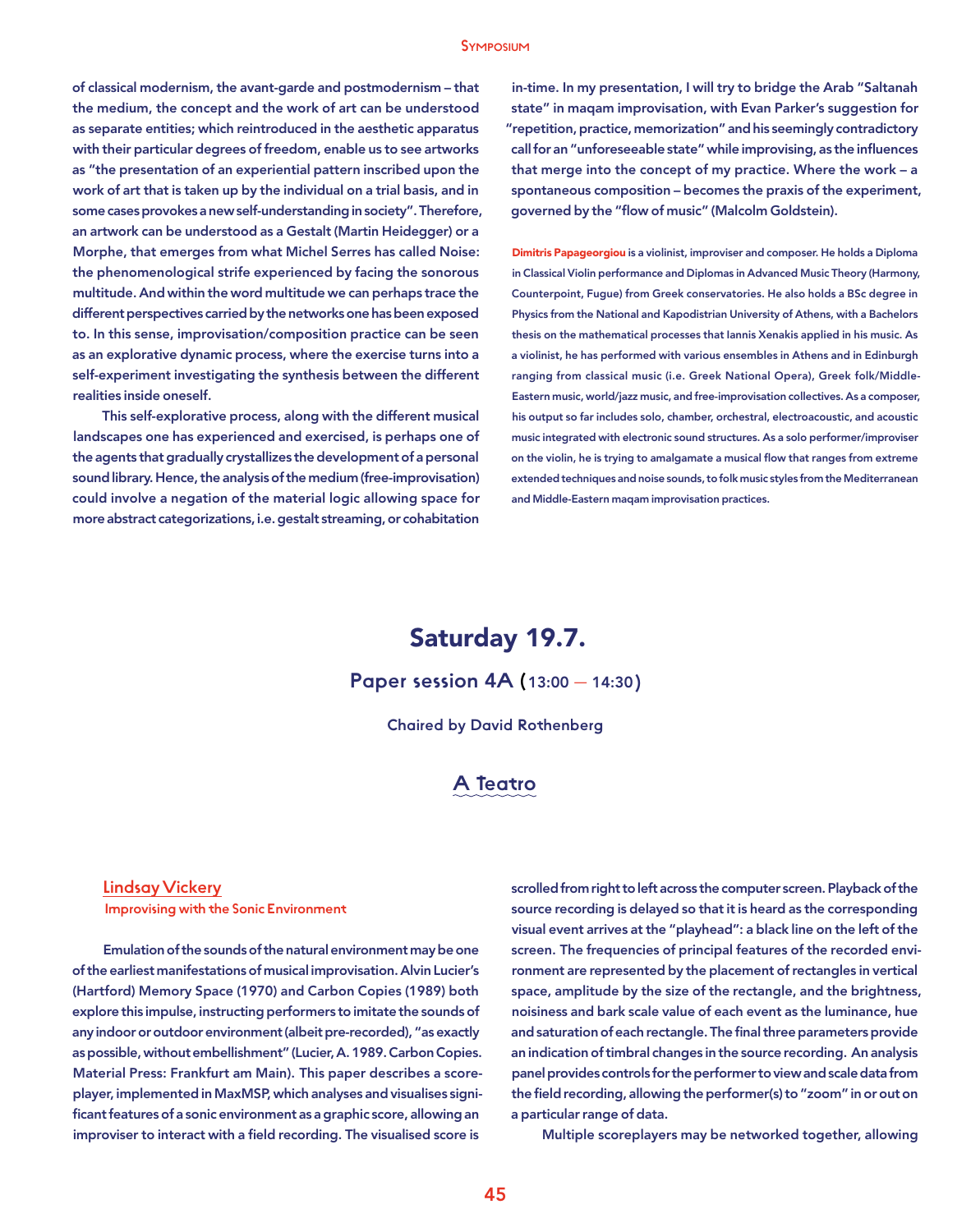of classical modernism, the avant-garde and postmodernism – that the medium, the concept and the work of art can be understood as separate entities; which reintroduced in the aesthetic apparatus with their particular degrees of freedom, enable us to see artworks as "the presentation of an experiential pattern inscribed upon the work of art that is taken up by the individual on a trial basis, and in some cases provokes a new self-understanding in society". Therefore, an artwork can be understood as a Gestalt (Martin Heidegger) or a Morphe, that emerges from what Michel Serres has called Noise: the phenomenological strife experienced by facing the sonorous multitude. And within the word multitude we can perhaps trace the different perspectives carried by the networks one has been exposed to. In this sense, improvisation/composition practice can be seen as an explorative dynamic process, where the exercise turns into a self-experiment investigating the synthesis between the different realities inside oneself.

This self-explorative process, along with the different musical landscapes one has experienced and exercised, is perhaps one of the agents that gradually crystallizes the development of a personal sound library. Hence, the analysis of the medium (free-improvisation) could involve a negation of the material logic allowing space for more abstract categorizations, i.e. gestalt streaming, or cohabitation in-time. In my presentation, I will try to bridge the Arab "Saltanah state" in maqam improvisation, with Evan Parker's suggestion for "repetition, practice, memorization" and his seemingly contradictory call for an "unforeseeable state" while improvising, as the influences that merge into the concept of my practice. Where the work – a spontaneous composition – becomes the praxis of the experiment, governed by the "flow of music" (Malcolm Goldstein).

**Dimitris Papageorgiou** is a violinist, improviser and composer. He holds a Diploma in Classical Violin performance and Diplomas in Advanced Music Theory (Harmony, Counterpoint, Fugue) from Greek conservatories. He also holds a BSc degree in Physics from the National and Kapodistrian University of Athens, with a Bachelors thesis on the mathematical processes that Iannis Xenakis applied in his music. As a violinist, he has performed with various ensembles in Athens and in Edinburgh ranging from classical music (i.e. Greek National Opera), Greek folk/Middle-Eastern music, world/jazz music, and free-improvisation collectives. As a composer, his output so far includes solo, chamber, orchestral, electroacoustic, and acoustic music integrated with electronic sound structures. As a solo performer/improviser on the violin, he is trying to amalgamate a musical flow that ranges from extreme extended techniques and noise sounds, to folk music styles from the Mediterranean and Middle-Eastern maqam improvisation practices.

# Saturday 19.7.

## Paper session 4A (13:00 — 14:30)

Chaired by David Rothenberg

### A Teatro

**Lindsay Vickery**
**Improvising with the Sonic Environment**

Emulation of the sounds of the natural environment may be one of the earliest manifestations of musical improvisation. Alvin Lucier's (Hartford) Memory Space (1970) and Carbon Copies (1989) both explore this impulse, instructing performers to imitate the sounds of any indoor or outdoor environment (albeit pre-recorded), "as exactly as possible, without embellishment" (Lucier, A. 1989. Carbon Copies. Material Press: Frankfurt am Main). This paper describes a score-player, implemented in MaxMSP, which analyses and visualises significant features of a sonic environment as a graphic score, allowing an improviser to interact with a field recording. The visualised score is scrolled from right to left across the computer screen. Playback of the source recording is delayed so that it is heard as the corresponding visual event arrives at the "playhead": a black line on the left of the screen. The frequencies of principal features of the recorded environment are represented by the placement of rectangles in vertical space, amplitude by the size of the rectangle, and the brightness, noisiness and bark scale value of each event as the luminance, hue and saturation of each rectangle. The final three parameters provide an indication of timbral changes in the source recording. An analysis panel provides controls for the performer to view and scale data from the field recording, allowing the performer(s) to "zoom" in or out on a particular range of data.

Multiple scoreplayers may be networked together, allowing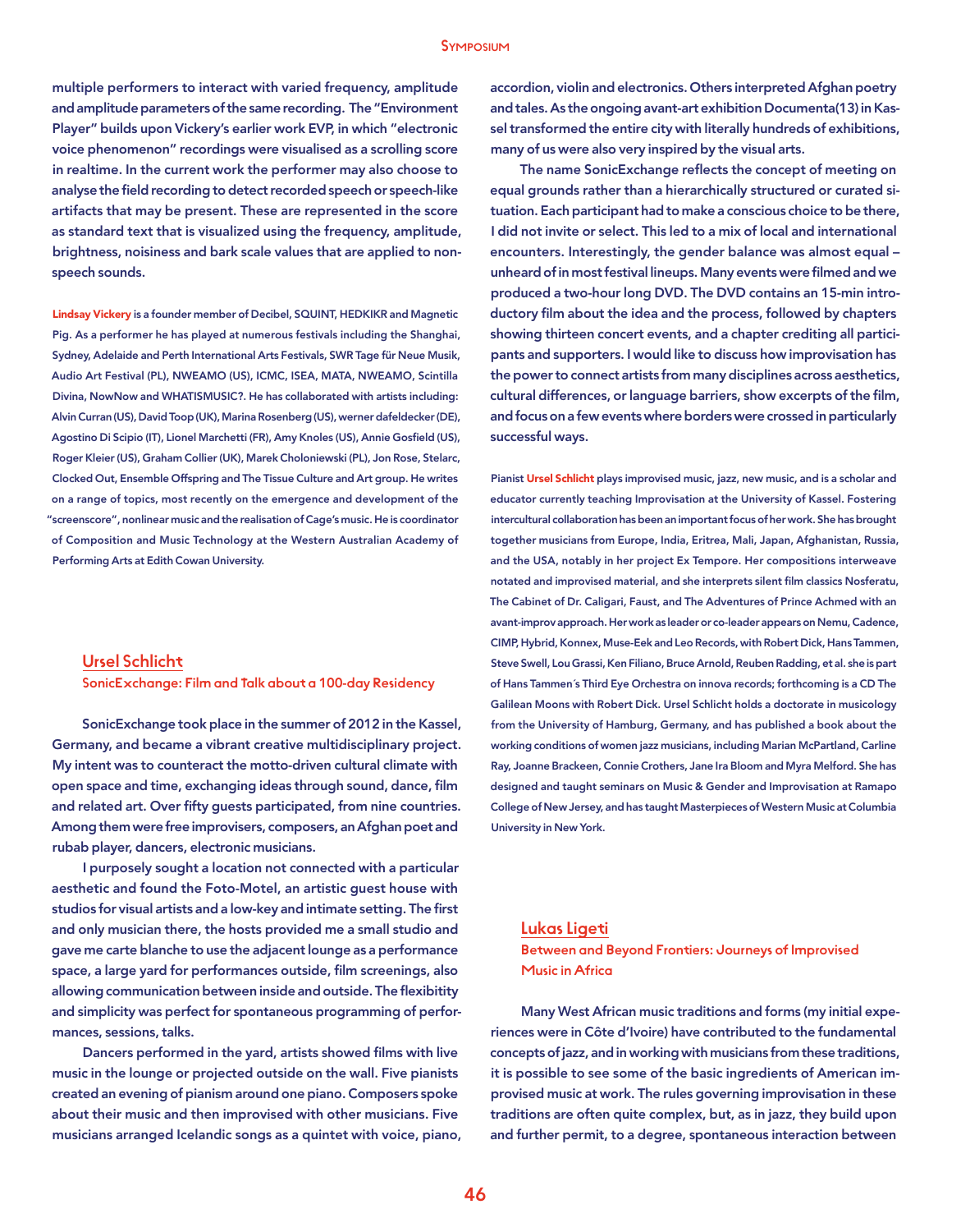multiple performers to interact with varied frequency, amplitude and amplitude parameters of the same recording. The "Environment Player" builds upon Vickery's earlier work EVP, in which "electronic voice phenomenon" recordings were visualised as a scrolling score in realtime. In the current work the performer may also choose to analyse the field recording to detect recorded speech or speech-like artifacts that may be present. These are represented in the score as standard text that is visualized using the frequency, amplitude, brightness, noisiness and bark scale values that are applied to non-speech sounds.

**Lindsay Vickery** is a founder member of Decibel, SQUINT, HEDKIKR and Magnetic Pig. As a performer he has played at numerous festivals including the Shanghai, Sydney, Adelaide and Perth International Arts Festivals, SWR Tage für Neue Musik, Audio Art Festival (PL), NWEAMO (US), ICMC, ISEA, MATA, NWEAMO, Scintilla Divina, NowNow and WHATISMUSIC?. He has collaborated with artists including: Alvin Curran (US), David Toop (UK), Marina Rosenberg (US), werner dafeldecker (DE), Agostino Di Scipio (IT), Lionel Marchetti (FR), Amy Knoles (US), Annie Gosfield (US), Roger Kleier (US), Graham Collier (UK), Marek Choloniewski (PL), Jon Rose, Stelarc, Clocked Out, Ensemble Offspring and The Tissue Culture and Art group. He writes on a range of topics, most recently on the emergence and development of the "screenscore", nonlinear music and the realisation of Cage's music. He is coordinator of Composition and Music Technology at the Western Australian Academy of Performing Arts at Edith Cowan University.

## Ursel Schlicht

### SonicExchange: Film and Talk about a 100-day Residency

SonicExchange took place in the summer of 2012 in the Kassel, Germany, and became a vibrant creative multidisciplinary project. My intent was to counteract the motto-driven cultural climate with open space and time, exchanging ideas through sound, dance, film and related art. Over fifty guests participated, from nine countries. Among them were free improvisers, composers, an Afghan poet and rubab player, dancers, electronic musicians.

I purposely sought a location not connected with a particular aesthetic and found the Foto-Motel, an artistic guest house with studios for visual artists and a low-key and intimate setting. The first and only musician there, the hosts provided me a small studio and gave me carte blanche to use the adjacent lounge as a performance space, a large yard for performances outside, film screenings, also allowing communication between inside and outside. The flexibitity and simplicity was perfect for spontaneous programming of performances, sessions, talks.

Dancers performed in the yard, artists showed films with live music in the lounge or projected outside on the wall. Five pianists created an evening of pianism around one piano. Composers spoke about their music and then improvised with other musicians. Five musicians arranged Icelandic songs as a quintet with voice, piano, accordion, violin and electronics. Others interpreted Afghan poetry and tales. As the ongoing avant-art exhibition Documenta(13) in Kassel transformed the entire city with literally hundreds of exhibitions, many of us were also very inspired by the visual arts.

The name SonicExchange reflects the concept of meeting on equal grounds rather than a hierarchically structured or curated situation. Each participant had to make a conscious choice to be there, I did not invite or select. This led to a mix of local and international encounters. Interestingly, the gender balance was almost equal – unheard of in most festival lineups. Many events were filmed and we produced a two-hour long DVD. The DVD contains an 15-min introductory film about the idea and the process, followed by chapters showing thirteen concert events, and a chapter crediting all participants and supporters. I would like to discuss how improvisation has the power to connect artists from many disciplines across aesthetics, cultural differences, or language barriers, show excerpts of the film, and focus on a few events where borders were crossed in particularly successful ways.

Pianist **Ursel Schlicht** plays improvised music, jazz, new music, and is a scholar and educator currently teaching Improvisation at the University of Kassel. Fostering intercultural collaboration has been an important focus of her work. She has brought together musicians from Europe, India, Eritrea, Mali, Japan, Afghanistan, Russia, and the USA, notably in her project Ex Tempore. Her compositions interweave notated and improvised material, and she interprets silent film classics Nosferatu, The Cabinet of Dr. Caligari, Faust, and The Adventures of Prince Achmed with an avant-improv approach. Her work as leader or co-leader appears on Nemu, Cadence, CIMP, Hybrid, Konnex, Muse-Eek and Leo Records, with Robert Dick, Hans Tammen, Steve Swell, Lou Grassi, Ken Filiano, Bruce Arnold, Reuben Radding, et al. she is part of Hans Tammen´s Third Eye Orchestra on innova records; forthcoming is a CD The Galilean Moons with Robert Dick. Ursel Schlicht holds a doctorate in musicology from the University of Hamburg, Germany, and has published a book about the working conditions of women jazz musicians, including Marian McPartland, Carline Ray, Joanne Brackeen, Connie Crothers, Jane Ira Bloom and Myra Melford. She has designed and taught seminars on Music & Gender and Improvisation at Ramapo College of New Jersey, and has taught Masterpieces of Western Music at Columbia University in New York.

## Lukas Ligeti

### Between and Beyond Frontiers: Journeys of Improvised Music in Africa

Many West African music traditions and forms (my initial experiences were in Côte d'Ivoire) have contributed to the fundamental concepts of jazz, and in working with musicians from these traditions, it is possible to see some of the basic ingredients of American improvised music at work. The rules governing improvisation in these traditions are often quite complex, but, as in jazz, they build upon and further permit, to a degree, spontaneous interaction between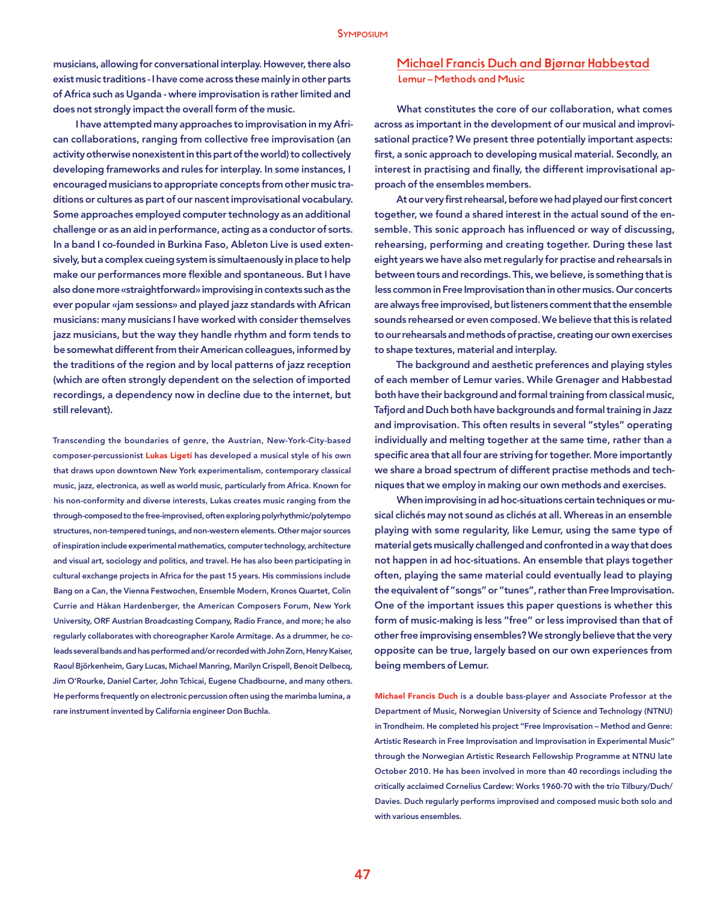musicians, allowing for conversational interplay. However, there also exist music traditions - I have come across these mainly in other parts of Africa such as Uganda - where improvisation is rather limited and does not strongly impact the overall form of the music.

I have attempted many approaches to improvisation in my African collaborations, ranging from collective free improvisation (an activity otherwise nonexistent in this part of the world) to collectively developing frameworks and rules for interplay. In some instances, I encouraged musicians to appropriate concepts from other music traditions or cultures as part of our nascent improvisational vocabulary. Some approaches employed computer technology as an additional challenge or as an aid in performance, acting as a conductor of sorts. In a band I co-founded in Burkina Faso, Ableton Live is used extensively, but a complex cueing system is simultaenously in place to help make our performances more flexible and spontaneous. But I have also done more «straightforward» improvising in contexts such as the ever popular «jam sessions» and played jazz standards with African musicians: many musicians I have worked with consider themselves jazz musicians, but the way they handle rhythm and form tends to be somewhat different from their American colleagues, informed by the traditions of the region and by local patterns of jazz reception (which are often strongly dependent on the selection of imported recordings, a dependency now in decline due to the internet, but still relevant).

Transcending the boundaries of genre, the Austrian, New-York-City-based composer-percussionist **Lukas Ligeti** has developed a musical style of his own that draws upon downtown New York experimentalism, contemporary classical music, jazz, electronica, as well as world music, particularly from Africa. Known for his non-conformity and diverse interests, Lukas creates music ranging from the through-composed to the free-improvised, often exploring polyrhythmic/polytempo structures, non-tempered tunings, and non-western elements. Other major sources of inspiration include experimental mathematics, computer technology, architecture and visual art, sociology and politics, and travel. He has also been participating in cultural exchange projects in Africa for the past 15 years. His commissions include Bang on a Can, the Vienna Festwochen, Ensemble Modern, Kronos Quartet, Colin Currie and Håkan Hardenberger, the American Composers Forum, New York University, ORF Austrian Broadcasting Company, Radio France, and more; he also regularly collaborates with choreographer Karole Armitage. As a drummer, he co-leads several bands and has performed and/or recorded with John Zorn, Henry Kaiser, Raoul Björkenheim, Gary Lucas, Michael Manring, Marilyn Crispell, Benoit Delbecq, Jim O'Rourke, Daniel Carter, John Tchicai, Eugene Chadbourne, and many others. He performs frequently on electronic percussion often using the marimba lumina, a rare instrument invented by California engineer Don Buchla.

## Michael Francis Duch and Bjørnar Habbestad

### Lemur – Methods and Music

What constitutes the core of our collaboration, what comes across as important in the development of our musical and improvisational practice? We present three potentially important aspects: first, a sonic approach to developing musical material. Secondly, an interest in practising and finally, the different improvisational approach of the ensembles members.

At our very first rehearsal, before we had played our first concert together, we found a shared interest in the actual sound of the ensemble. This sonic approach has influenced or way of discussing, rehearsing, performing and creating together. During these last eight years we have also met regularly for practise and rehearsals in between tours and recordings. This, we believe, is something that is less common in Free Improvisation than in other musics. Our concerts are always free improvised, but listeners comment that the ensemble sounds rehearsed or even composed. We believe that this is related to our rehearsals and methods of practise, creating our own exercises to shape textures, material and interplay.

The background and aesthetic preferences and playing styles of each member of Lemur varies. While Grenager and Habbestad both have their background and formal training from classical music, Tafjord and Duch both have backgrounds and formal training in Jazz and improvisation. This often results in several "styles" operating individually and melting together at the same time, rather than a specific area that all four are striving for together. More importantly we share a broad spectrum of different practise methods and techniques that we employ in making our own methods and exercises.

When improvising in ad hoc-situations certain techniques or musical clichés may not sound as clichés at all. Whereas in an ensemble playing with some regularity, like Lemur, using the same type of material gets musically challenged and confronted in a way that does not happen in ad hoc-situations. An ensemble that plays together often, playing the same material could eventually lead to playing the equivalent of "songs" or "tunes", rather than Free Improvisation. One of the important issues this paper questions is whether this form of music-making is less "free" or less improvised than that of other free improvising ensembles? We strongly believe that the very opposite can be true, largely based on our own experiences from being members of Lemur.

**Michael Francis Duch** is a double bass-player and Associate Professor at the Department of Music, Norwegian University of Science and Technology (NTNU) in Trondheim. He completed his project "Free Improvisation – Method and Genre: Artistic Research in Free Improvisation and Improvisation in Experimental Music" through the Norwegian Artistic Research Fellowship Programme at NTNU late October 2010. He has been involved in more than 40 recordings including the critically acclaimed Cornelius Cardew: Works 1960-70 with the trio Tilbury/Duch/Davies. Duch regularly performs improvised and composed music both solo and with various ensembles.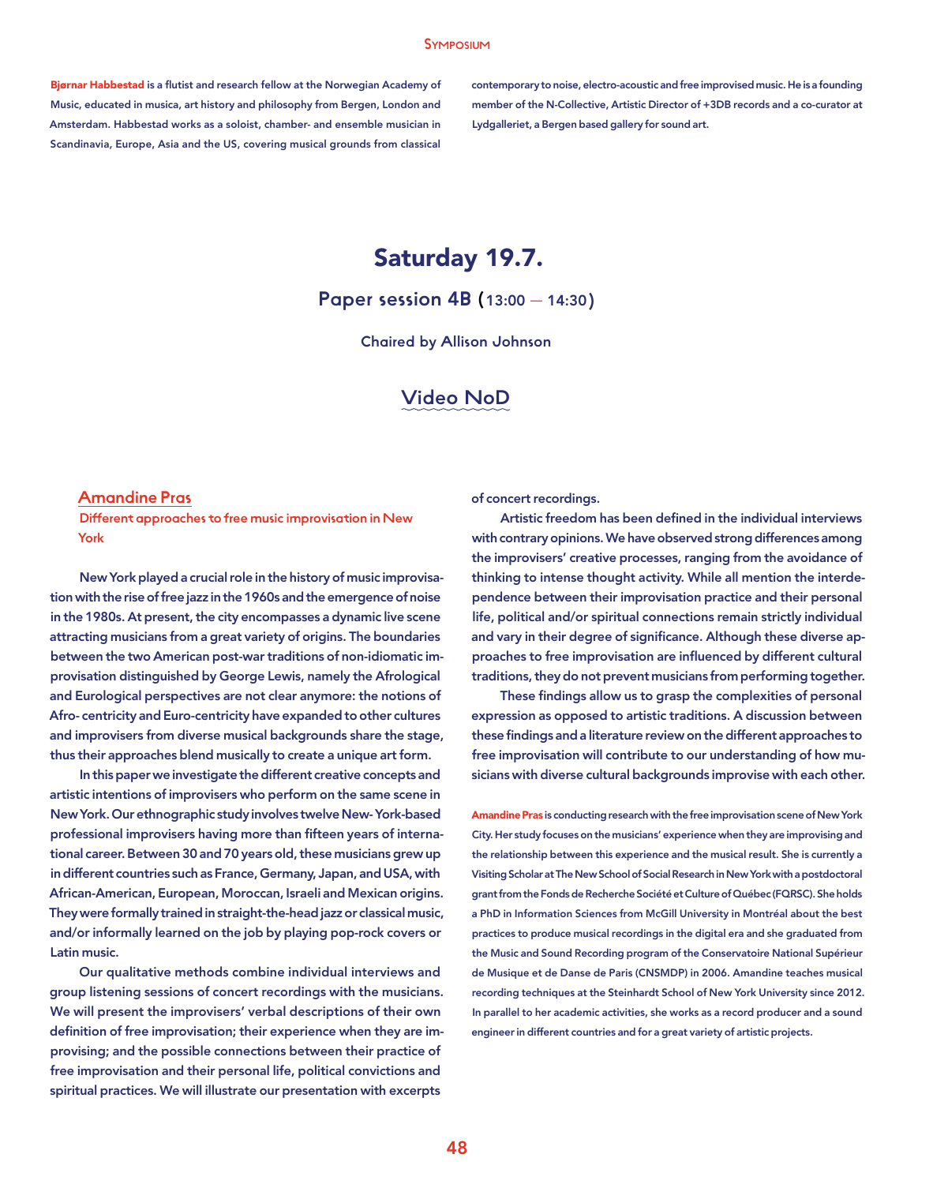**Bjørnar Habbestad** is a flutist and research fellow at the Norwegian Academy of Music, educated in musica, art history and philosophy from Bergen, London and Amsterdam. Habbestad works as a soloist, chamber- and ensemble musician in Scandinavia, Europe, Asia and the US, covering musical grounds from classical contemporary to noise, electro-acoustic and free improvised music. He is a founding member of the N-Collective, Artistic Director of +3DB records and a co-curator at Lydgalleriet, a Bergen based gallery for sound art.

# Saturday 19.7.

## Paper session 4B (13:00 — 14:30)

Chaired by Allison Johnson

Video NoD

### Amandine Pras

**Different approaches to free music improvisation in New York**

New York played a crucial role in the history of music improvisation with the rise of free jazz in the 1960s and the emergence of noise in the 1980s. At present, the city encompasses a dynamic live scene attracting musicians from a great variety of origins. The boundaries between the two American post-war traditions of non-idiomatic improvisation distinguished by George Lewis, namely the Afrological and Eurological perspectives are not clear anymore: the notions of Afro- centricity and Euro-centricity have expanded to other cultures and improvisers from diverse musical backgrounds share the stage, thus their approaches blend musically to create a unique art form.

In this paper we investigate the different creative concepts and artistic intentions of improvisers who perform on the same scene in New York. Our ethnographic study involves twelve New- York-based professional improvisers having more than fifteen years of international career. Between 30 and 70 years old, these musicians grew up in different countries such as France, Germany, Japan, and USA, with African-American, European, Moroccan, Israeli and Mexican origins. They were formally trained in straight-the-head jazz or classical music, and/or informally learned on the job by playing pop-rock covers or Latin music.

Our qualitative methods combine individual interviews and group listening sessions of concert recordings with the musicians. We will present the improvisers' verbal descriptions of their own definition of free improvisation; their experience when they are improvising; and the possible connections between their practice of free improvisation and their personal life, political convictions and spiritual practices. We will illustrate our presentation with excerpts of concert recordings.

Artistic freedom has been defined in the individual interviews with contrary opinions. We have observed strong differences among the improvisers' creative processes, ranging from the avoidance of thinking to intense thought activity. While all mention the interdependence between their improvisation practice and their personal life, political and/or spiritual connections remain strictly individual and vary in their degree of significance. Although these diverse approaches to free improvisation are influenced by different cultural traditions, they do not prevent musicians from performing together.

These findings allow us to grasp the complexities of personal expression as opposed to artistic traditions. A discussion between these findings and a literature review on the different approaches to free improvisation will contribute to our understanding of how musicians with diverse cultural backgrounds improvise with each other.

**Amandine Pras** is conducting research with the free improvisation scene of New York City. Her study focuses on the musicians' experience when they are improvising and the relationship between this experience and the musical result. She is currently a Visiting Scholar at The New School of Social Research in New York with a postdoctoral grant from the Fonds de Recherche Société et Culture of Québec (FQRSC). She holds a PhD in Information Sciences from McGill University in Montréal about the best practices to produce musical recordings in the digital era and she graduated from the Music and Sound Recording program of the Conservatoire National Supérieur de Musique et de Danse de Paris (CNSMDP) in 2006. Amandine teaches musical recording techniques at the Steinhardt School of New York University since 2012. In parallel to her academic activities, she works as a record producer and a sound engineer in different countries and for a great variety of artistic projects.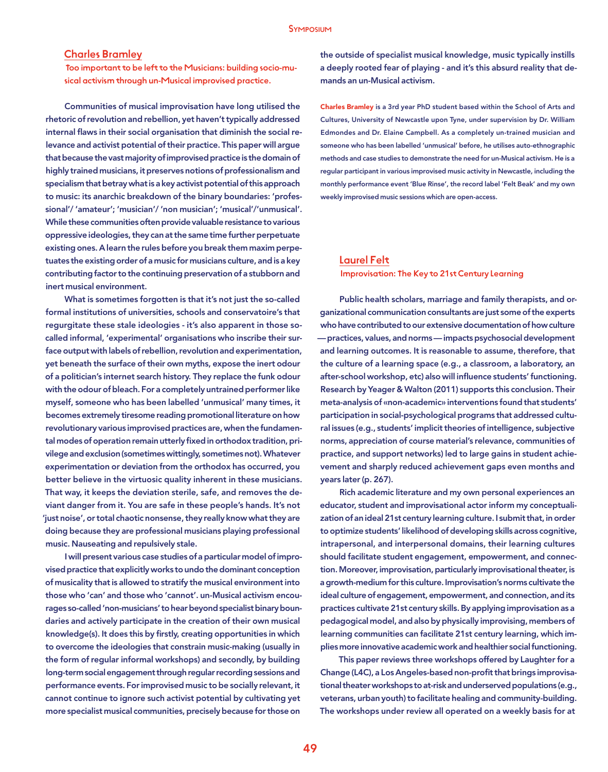## Charles Bramley

### Too important to be left to the Musicians: building socio-musical activism through un-Musical improvised practice.

Communities of musical improvisation have long utilised the rhetoric of revolution and rebellion, yet haven't typically addressed internal flaws in their social organisation that diminish the social relevance and activist potential of their practice. This paper will argue that because the vast majority of improvised practice is the domain of highly trained musicians, it preserves notions of professionalism and specialism that betray what is a key activist potential of this approach to music: its anarchic breakdown of the binary boundaries: 'professional'/ 'amateur'; 'musician'/ 'non musician'; 'musical'/'unmusical'. While these communities often provide valuable resistance to various oppressive ideologies, they can at the same time further perpetuate existing ones. A learn the rules before you break them maxim perpetuates the existing order of a music for musicians culture, and is a key contributing factor to the continuing preservation of a stubborn and inert musical environment.

What is sometimes forgotten is that it's not just the so-called formal institutions of universities, schools and conservatoire's that regurgitate these stale ideologies - it's also apparent in those so-called informal, 'experimental' organisations who inscribe their surface output with labels of rebellion, revolution and experimentation, yet beneath the surface of their own myths, expose the inert odour of a politician's internet search history. They replace the funk odour with the odour of bleach. For a completely untrained performer like myself, someone who has been labelled 'unmusical' many times, it becomes extremely tiresome reading promotional literature on how revolutionary various improvised practices are, when the fundamental modes of operation remain utterly fixed in orthodox tradition, privilege and exclusion (sometimes wittingly, sometimes not). Whatever experimentation or deviation from the orthodox has occurred, you better believe in the virtuosic quality inherent in these musicians. That way, it keeps the deviation sterile, safe, and removes the deviant danger from it. You are safe in these people's hands. It's not 'just noise', or total chaotic nonsense, they really know what they are doing because they are professional musicians playing professional music. Nauseating and repulsively stale.

I will present various case studies of a particular model of improvised practice that explicitly works to undo the dominant conception of musicality that is allowed to stratify the musical environment into those who 'can' and those who 'cannot'. un-Musical activism encourages so-called 'non-musicians' to hear beyond specialist binary boundaries and actively participate in the creation of their own musical knowledge(s). It does this by firstly, creating opportunities in which to overcome the ideologies that constrain music-making (usually in the form of regular informal workshops) and secondly, by building long-term social engagement through regular recording sessions and performance events. For improvised music to be socially relevant, it cannot continue to ignore such activist potential by cultivating yet more specialist musical communities, precisely because for those on the outside of specialist musical knowledge, music typically instills a deeply rooted fear of playing - and it's this absurd reality that demands an un-Musical activism.

**Charles Bramley** is a 3rd year PhD student based within the School of Arts and Cultures, University of Newcastle upon Tyne, under supervision by Dr. William Edmondes and Dr. Elaine Campbell. As a completely un-trained musician and someone who has been labelled 'unmusical' before, he utilises auto-ethnographic methods and case studies to demonstrate the need for un-Musical activism. He is a regular participant in various improvised music activity in Newcastle, including the monthly performance event 'Blue Rinse', the record label 'Felt Beak' and my own weekly improvised music sessions which are open-access.

## Laurel Felt

### Improvisation: The Key to 21st Century Learning

Public health scholars, marriage and family therapists, and organizational communication consultants are just some of the experts who have contributed to our extensive documentation of how culture — practices, values, and norms — impacts psychosocial development and learning outcomes. It is reasonable to assume, therefore, that the culture of a learning space (e.g., a classroom, a laboratory, an after-school workshop, etc) also will influence students' functioning. Research by Yeager & Walton (2011) supports this conclusion. Their meta-analysis of «non-academic» interventions found that students' participation in social-psychological programs that addressed cultural issues (e.g., students' implicit theories of intelligence, subjective norms, appreciation of course material's relevance, communities of practice, and support networks) led to large gains in student achievement and sharply reduced achievement gaps even months and years later (p. 267).

Rich academic literature and my own personal experiences an educator, student and improvisational actor inform my conceptualization of an ideal 21st century learning culture. I submit that, in order to optimize students' likelihood of developing skills across cognitive, intrapersonal, and interpersonal domains, their learning cultures should facilitate student engagement, empowerment, and connection. Moreover, improvisation, particularly improvisational theater, is a growth-medium for this culture. Improvisation's norms cultivate the ideal culture of engagement, empowerment, and connection, and its practices cultivate 21st century skills. By applying improvisation as a pedagogical model, and also by physically improvising, members of learning communities can facilitate 21st century learning, which implies more innovative academic work and healthier social functioning.

This paper reviews three workshops offered by Laughter for a Change (L4C), a Los Angeles-based non-profit that brings improvisational theater workshops to at-risk and underserved populations (e.g., veterans, urban youth) to facilitate healing and community-building. The workshops under review all operated on a weekly basis for at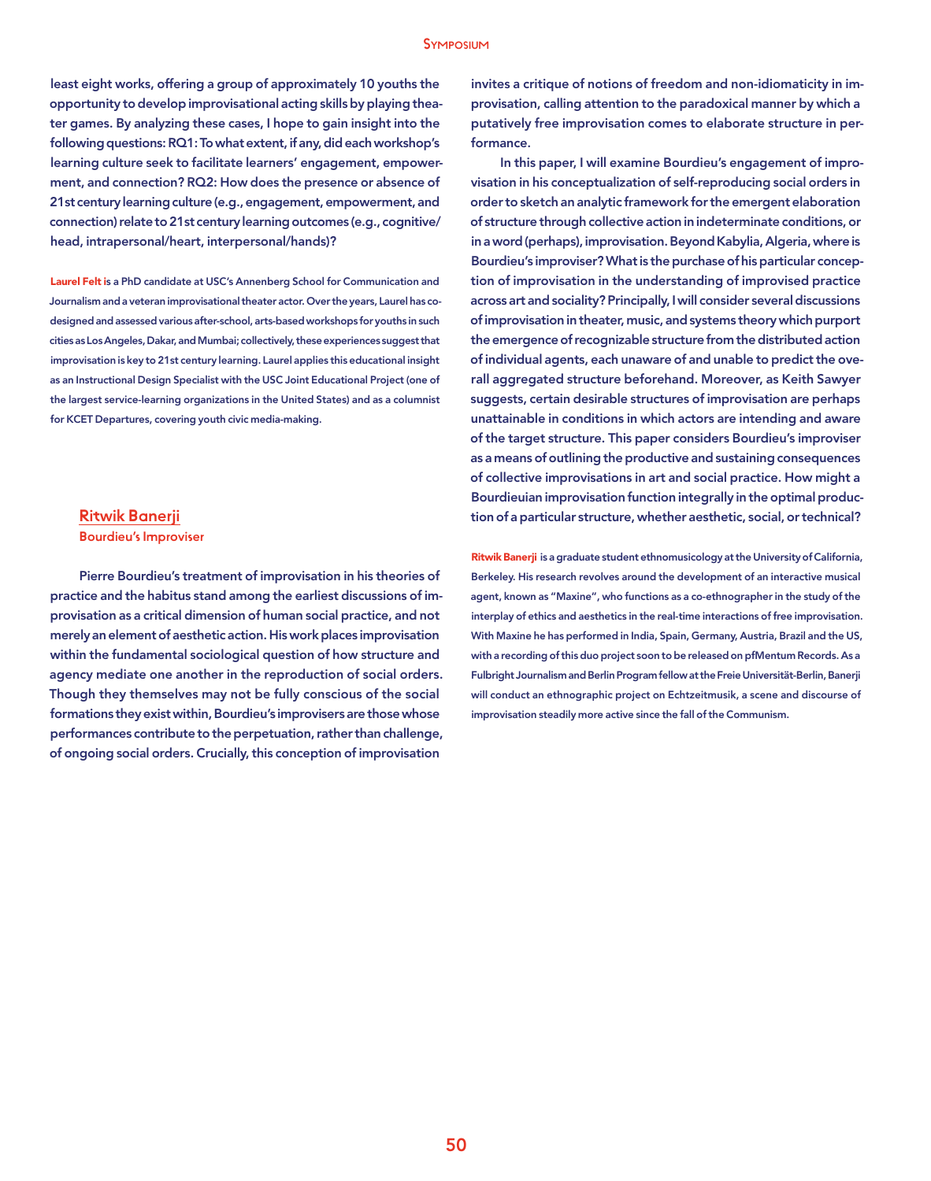least eight works, offering a group of approximately 10 youths the opportunity to develop improvisational acting skills by playing theater games. By analyzing these cases, I hope to gain insight into the following questions: RQ1: To what extent, if any, did each workshop's learning culture seek to facilitate learners' engagement, empowerment, and connection? RQ2: How does the presence or absence of 21st century learning culture (e.g., engagement, empowerment, and connection) relate to 21st century learning outcomes (e.g., cognitive/head, intrapersonal/heart, interpersonal/hands)?

**Laurel Felt** is a PhD candidate at USC's Annenberg School for Communication and Journalism and a veteran improvisational theater actor. Over the years, Laurel has co-designed and assessed various after-school, arts-based workshops for youths in such cities as Los Angeles, Dakar, and Mumbai; collectively, these experiences suggest that improvisation is key to 21st century learning. Laurel applies this educational insight as an Instructional Design Specialist with the USC Joint Educational Project (one of the largest service-learning organizations in the United States) and as a columnist for KCET Departures, covering youth civic media-making.

## Ritwik Banerji

### Bourdieu's Improviser

Pierre Bourdieu's treatment of improvisation in his theories of practice and the habitus stand among the earliest discussions of improvisation as a critical dimension of human social practice, and not merely an element of aesthetic action. His work places improvisation within the fundamental sociological question of how structure and agency mediate one another in the reproduction of social orders. Though they themselves may not be fully conscious of the social formations they exist within, Bourdieu's improvisers are those whose performances contribute to the perpetuation, rather than challenge, of ongoing social orders. Crucially, this conception of improvisation invites a critique of notions of freedom and non-idiomaticity in improvisation, calling attention to the paradoxical manner by which a putatively free improvisation comes to elaborate structure in performance.

In this paper, I will examine Bourdieu's engagement of improvisation in his conceptualization of self-reproducing social orders in order to sketch an analytic framework for the emergent elaboration of structure through collective action in indeterminate conditions, or in a word (perhaps), improvisation. Beyond Kabylia, Algeria, where is Bourdieu's improviser? What is the purchase of his particular conception of improvisation in the understanding of improvised practice across art and sociality? Principally, I will consider several discussions of improvisation in theater, music, and systems theory which purport the emergence of recognizable structure from the distributed action of individual agents, each unaware of and unable to predict the overall aggregated structure beforehand. Moreover, as Keith Sawyer suggests, certain desirable structures of improvisation are perhaps unattainable in conditions in which actors are intending and aware of the target structure. This paper considers Bourdieu's improviser as a means of outlining the productive and sustaining consequences of collective improvisations in art and social practice. How might a Bourdieuian improvisation function integrally in the optimal production of a particular structure, whether aesthetic, social, or technical?

**Ritwik Banerji** is a graduate student ethnomusicology at the University of California, Berkeley. His research revolves around the development of an interactive musical agent, known as "Maxine", who functions as a co-ethnographer in the study of the interplay of ethics and aesthetics in the real-time interactions of free improvisation. With Maxine he has performed in India, Spain, Germany, Austria, Brazil and the US, with a recording of this duo project soon to be released on pfMentum Records. As a Fulbright Journalism and Berlin Program fellow at the Freie Universität-Berlin, Banerji will conduct an ethnographic project on Echtzeitmusik, a scene and discourse of improvisation steadily more active since the fall of the Communism.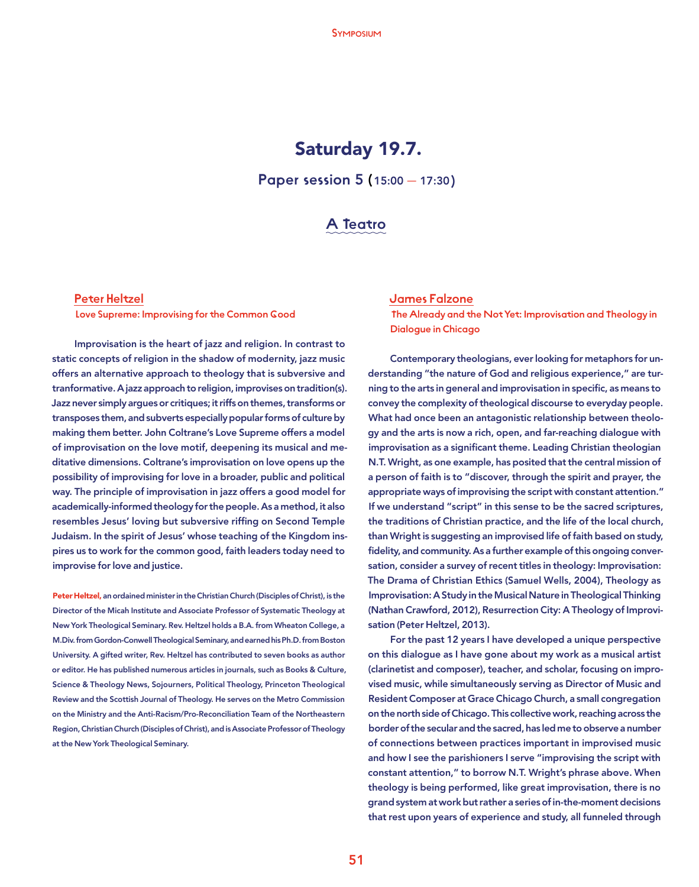# Saturday 19.7.

## Paper session 5 (15:00 — 17:30)

### A Teatro

#### Peter Heltzel

**Love Supreme: Improvising for the Common Good**

**Improvisation is the heart of jazz and religion. In contrast to static concepts of religion in the shadow of modernity, jazz music offers an alternative approach to theology that is subversive and tranformative. A jazz approach to religion, improvises on tradition(s). Jazz never simply argues or critiques; it riffs on themes, transforms or transposes them, and subverts especially popular forms of culture by making them better. John Coltrane's Love Supreme offers a model of improvisation on the love motif, deepening its musical and meditative dimensions. Coltrane's improvisation on love opens up the possibility of improvising for love in a broader, public and political way. The principle of improvisation in jazz offers a good model for academically-informed theology for the people. As a method, it also resembles Jesus' loving but subversive riffing on Second Temple Judaism. In the spirit of Jesus' whose teaching of the Kingdom inspires us to work for the common good, faith leaders today need to improvise for love and justice.**

**Peter Heltzel,** an ordained minister in the Christian Church (Disciples of Christ), is the Director of the Micah Institute and Associate Professor of Systematic Theology at New York Theological Seminary. Rev. Heltzel holds a B.A. from Wheaton College, a M.Div. from Gordon-Conwell Theological Seminary, and earned his Ph.D. from Boston University. A gifted writer, Rev. Heltzel has contributed to seven books as author or editor. He has published numerous articles in journals, such as Books & Culture, Science & Theology News, Sojourners, Political Theology, Princeton Theological Review and the Scottish Journal of Theology. He serves on the Metro Commission on the Ministry and the Anti-Racism/Pro-Reconciliation Team of the Northeastern Region, Christian Church (Disciples of Christ), and is Associate Professor of Theology at the New York Theological Seminary.

#### James Falzone

**The Already and the Not Yet: Improvisation and Theology in Dialogue in Chicago**

**Contemporary theologians, ever looking for metaphors for understanding "the nature of God and religious experience," are turning to the arts in general and improvisation in specific, as means to convey the complexity of theological discourse to everyday people. What had once been an antagonistic relationship between theology and the arts is now a rich, open, and far-reaching dialogue with improvisation as a significant theme. Leading Christian theologian N.T. Wright, as one example, has posited that the central mission of a person of faith is to "discover, through the spirit and prayer, the appropriate ways of improvising the script with constant attention." If we understand "script" in this sense to be the sacred scriptures, the traditions of Christian practice, and the life of the local church, than Wright is suggesting an improvised life of faith based on study, fidelity, and community. As a further example of this ongoing conversation, consider a survey of recent titles in theology: Improvisation: The Drama of Christian Ethics (Samuel Wells, 2004), Theology as Improvisation: A Study in the Musical Nature in Theological Thinking (Nathan Crawford, 2012), Resurrection City: A Theology of Improvisation (Peter Heltzel, 2013).**

**For the past 12 years I have developed a unique perspective on this dialogue as I have gone about my work as a musical artist (clarinetist and composer), teacher, and scholar, focusing on improvised music, while simultaneously serving as Director of Music and Resident Composer at Grace Chicago Church, a small congregation on the north side of Chicago. This collective work, reaching across the border of the secular and the sacred, has led me to observe a number of connections between practices important in improvised music and how I see the parishioners I serve "improvising the script with constant attention," to borrow N.T. Wright's phrase above. When theology is being performed, like great improvisation, there is no grand system at work but rather a series of in-the-moment decisions that rest upon years of experience and study, all funneled through**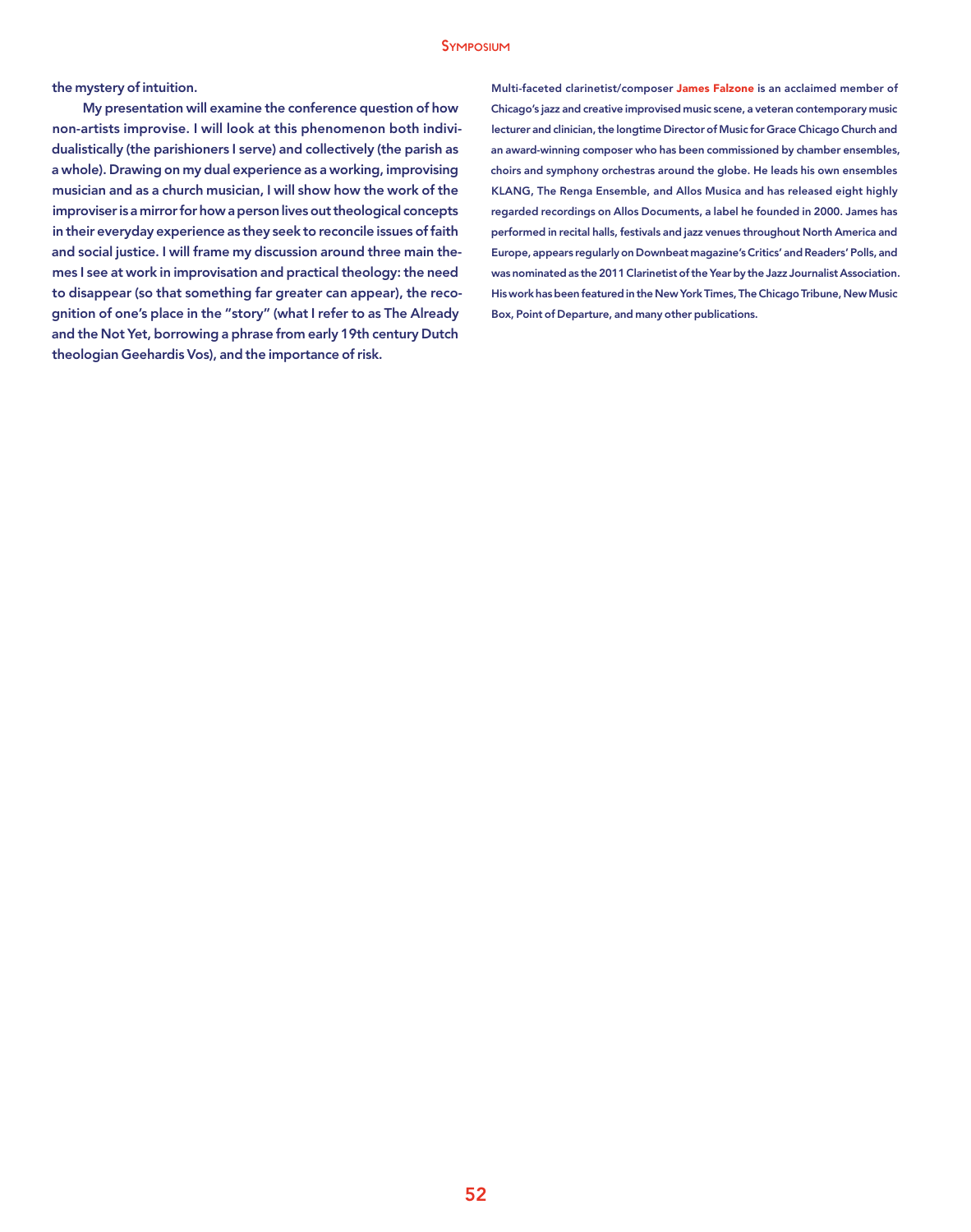the mystery of intuition.

My presentation will examine the conference question of how non-artists improvise. I will look at this phenomenon both individualistically (the parishioners I serve) and collectively (the parish as a whole). Drawing on my dual experience as a working, improvising musician and as a church musician, I will show how the work of the improviser is a mirror for how a person lives out theological concepts in their everyday experience as they seek to reconcile issues of faith and social justice. I will frame my discussion around three main themes I see at work in improvisation and practical theology: the need to disappear (so that something far greater can appear), the recognition of one's place in the "story" (what I refer to as The Already and the Not Yet, borrowing a phrase from early 19th century Dutch theologian Geehardis Vos), and the importance of risk.

Multi-faceted clarinetist/composer **James Falzone** is an acclaimed member of Chicago's jazz and creative improvised music scene, a veteran contemporary music lecturer and clinician, the longtime Director of Music for Grace Chicago Church and an award-winning composer who has been commissioned by chamber ensembles, choirs and symphony orchestras around the globe. He leads his own ensembles KLANG, The Renga Ensemble, and Allos Musica and has released eight highly regarded recordings on Allos Documents, a label he founded in 2000. James has performed in recital halls, festivals and jazz venues throughout North America and Europe, appears regularly on Downbeat magazine's Critics' and Readers' Polls, and was nominated as the 2011 Clarinetist of the Year by the Jazz Journalist Association. His work has been featured in the New York Times, The Chicago Tribune, New Music Box, Point of Departure, and many other publications.